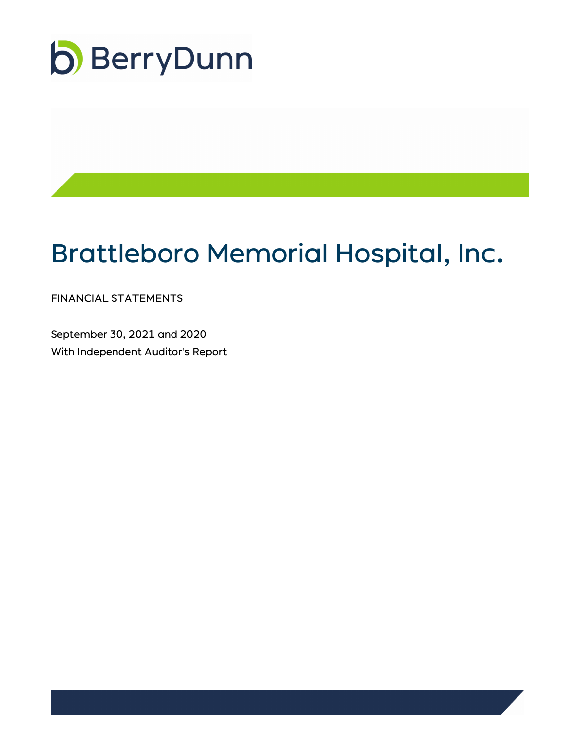BerryDunn

# Brattleboro Memorial Hospital, Inc.

FINANCIAL STATEMENTS

September 30, 2021 and 2020

With Independent Auditor's Report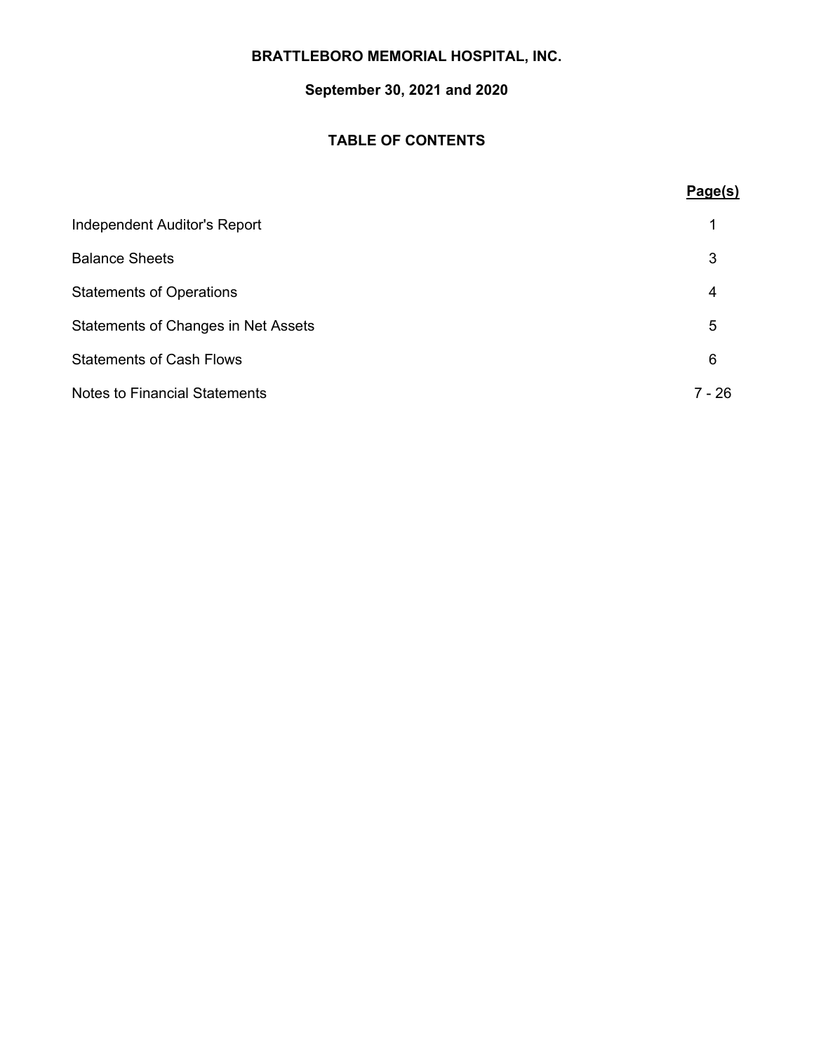**BRATTLEBORO MEMORIAL HOSPITAL, INC.**

**September 30, 2021 and 2020**

## TABLE OF CONTENTS

| | Page(s) |
|---|---|
| Independent Auditor's Report | 1 |
| Balance Sheets | 3 |
| Statements of Operations | 4 |
| Statements of Changes in Net Assets | 5 |
| Statements of Cash Flows | 6 |
| Notes to Financial Statements | 7 - 26 |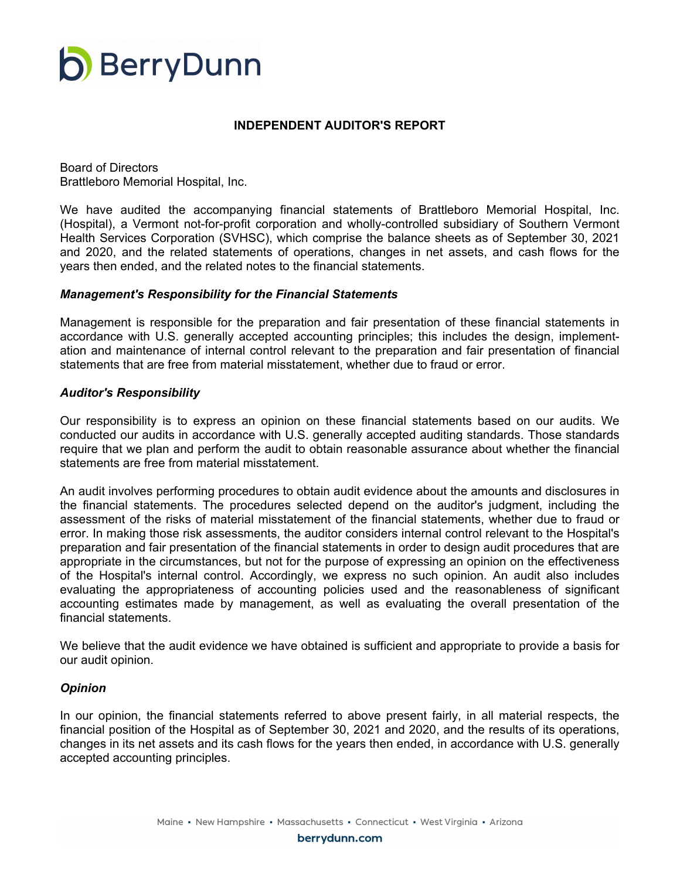# INDEPENDENT AUDITOR'S REPORT

Board of Directors
Brattleboro Memorial Hospital, Inc.

We have audited the accompanying financial statements of Brattleboro Memorial Hospital, Inc. (Hospital), a Vermont not-for-profit corporation and wholly-controlled subsidiary of Southern Vermont Health Services Corporation (SVHSC), which comprise the balance sheets as of September 30, 2021 and 2020, and the related statements of operations, changes in net assets, and cash flows for the years then ended, and the related notes to the financial statements.

***Management's Responsibility for the Financial Statements***

Management is responsible for the preparation and fair presentation of these financial statements in accordance with U.S. generally accepted accounting principles; this includes the design, implementation and maintenance of internal control relevant to the preparation and fair presentation of financial statements that are free from material misstatement, whether due to fraud or error.

***Auditor's Responsibility***

Our responsibility is to express an opinion on these financial statements based on our audits. We conducted our audits in accordance with U.S. generally accepted auditing standards. Those standards require that we plan and perform the audit to obtain reasonable assurance about whether the financial statements are free from material misstatement.

An audit involves performing procedures to obtain audit evidence about the amounts and disclosures in the financial statements. The procedures selected depend on the auditor's judgment, including the assessment of the risks of material misstatement of the financial statements, whether due to fraud or error. In making those risk assessments, the auditor considers internal control relevant to the Hospital's preparation and fair presentation of the financial statements in order to design audit procedures that are appropriate in the circumstances, but not for the purpose of expressing an opinion on the effectiveness of the Hospital's internal control. Accordingly, we express no such opinion. An audit also includes evaluating the appropriateness of accounting policies used and the reasonableness of significant accounting estimates made by management, as well as evaluating the overall presentation of the financial statements.

We believe that the audit evidence we have obtained is sufficient and appropriate to provide a basis for our audit opinion.

***Opinion***

In our opinion, the financial statements referred to above present fairly, in all material respects, the financial position of the Hospital as of September 30, 2021 and 2020, and the results of its operations, changes in its net assets and its cash flows for the years then ended, in accordance with U.S. generally accepted accounting principles.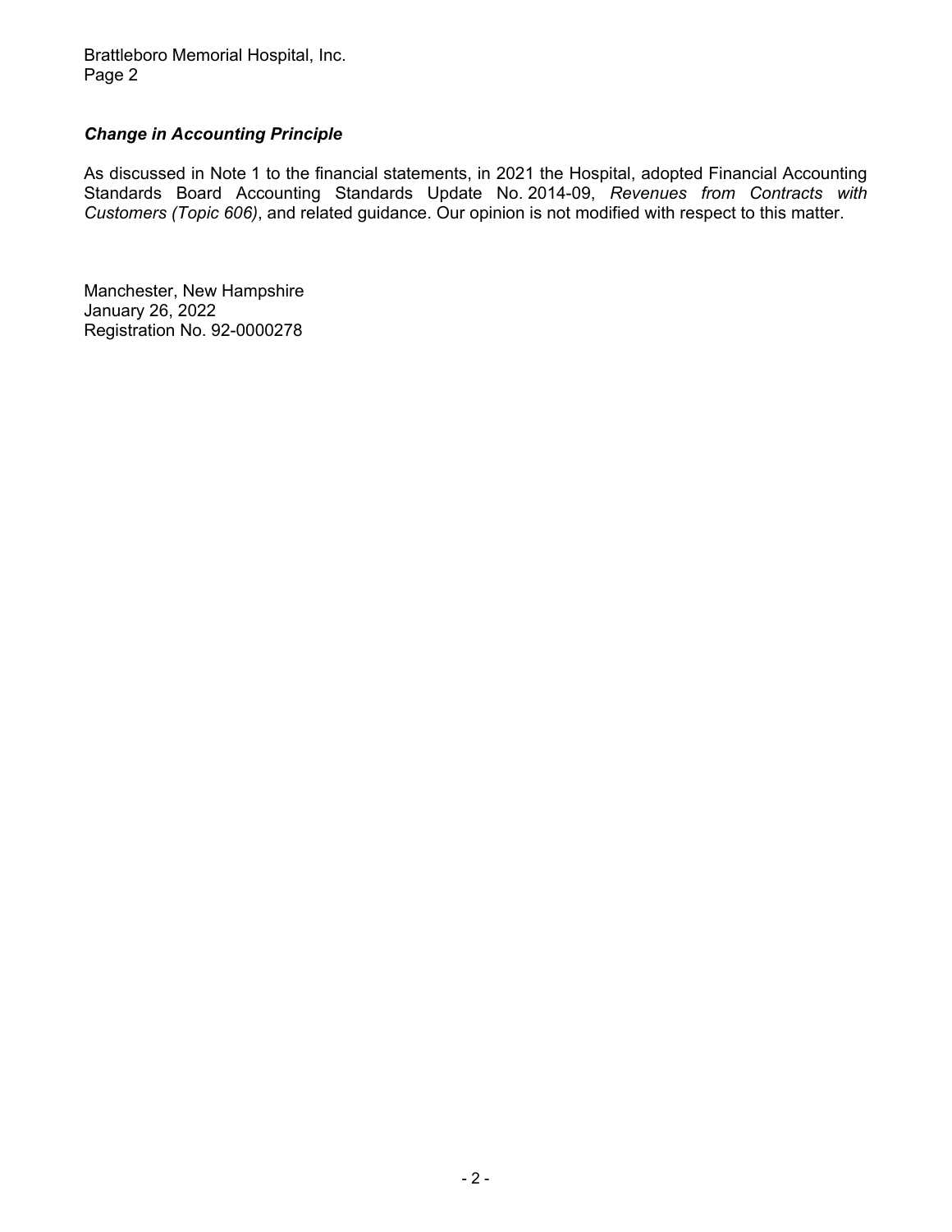### *Change in Accounting Principle*

As discussed in Note 1 to the financial statements, in 2021 the Hospital, adopted Financial Accounting Standards Board Accounting Standards Update No. 2014-09, *Revenues from Contracts with Customers (Topic 606)*, and related guidance. Our opinion is not modified with respect to this matter.

Manchester, New Hampshire
January 26, 2022
Registration No. 92-0000278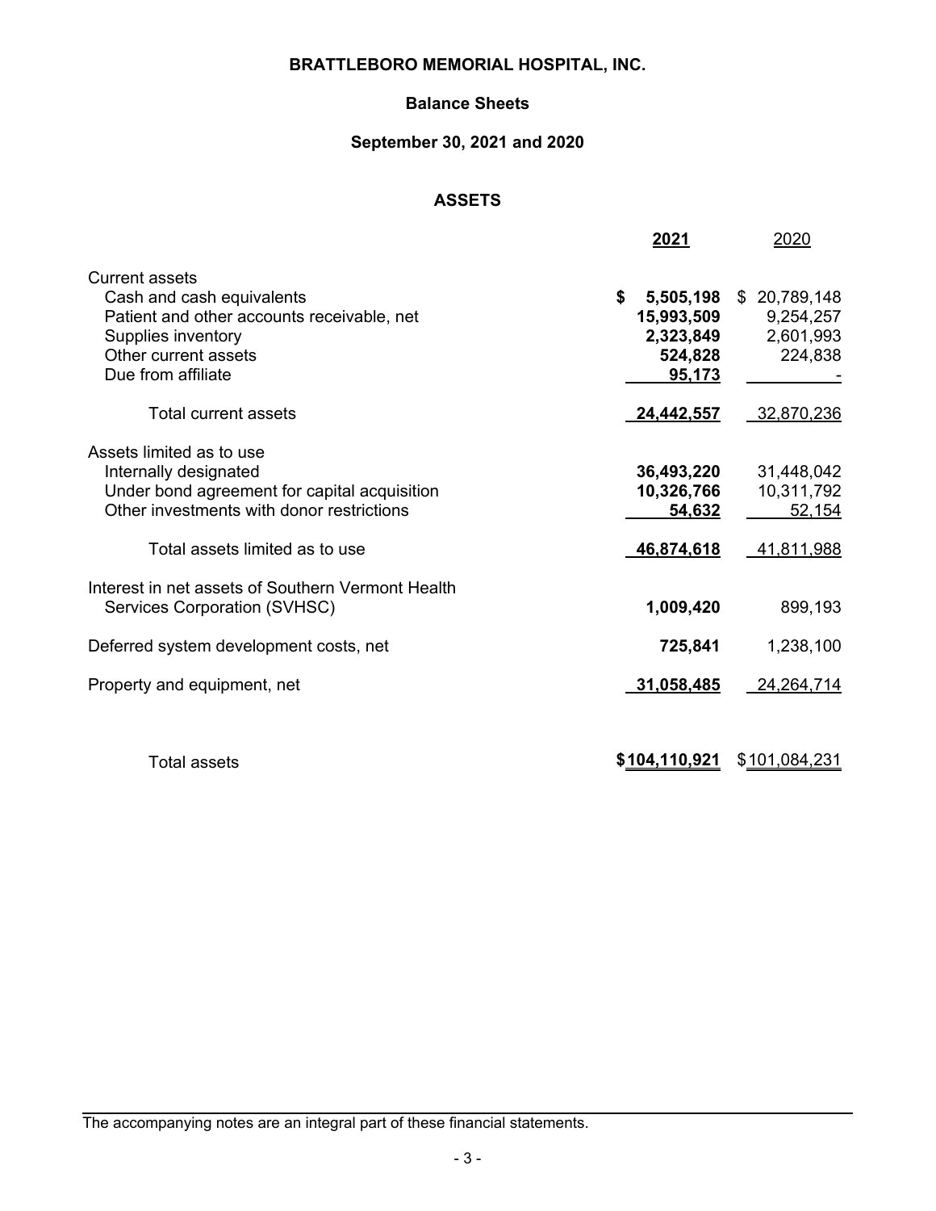# BRATTLEBORO MEMORIAL HOSPITAL, INC.

## Balance Sheets

### September 30, 2021 and 2020

### ASSETS

| | **2021** | 2020 |
|---|---|---|
| Current assets | | |
| Cash and cash equivalents | **$ 5,505,198** | $ 20,789,148 |
| Patient and other accounts receivable, net | **15,993,509** | 9,254,257 |
| Supplies inventory | **2,323,849** | 2,601,993 |
| Other current assets | **524,828** | 224,838 |
| Due from affiliate | **95,173** | - |
| Total current assets | **24,442,557** | 32,870,236 |
| Assets limited as to use | | |
| Internally designated | **36,493,220** | 31,448,042 |
| Under bond agreement for capital acquisition | **10,326,766** | 10,311,792 |
| Other investments with donor restrictions | **54,632** | 52,154 |
| Total assets limited as to use | **46,874,618** | 41,811,988 |
| Interest in net assets of Southern Vermont Health Services Corporation (SVHSC) | **1,009,420** | 899,193 |
| Deferred system development costs, net | **725,841** | 1,238,100 |
| Property and equipment, net | **31,058,485** | 24,264,714 |
| Total assets | **$104,110,921** | $101,084,231 |

The accompanying notes are an integral part of these financial statements.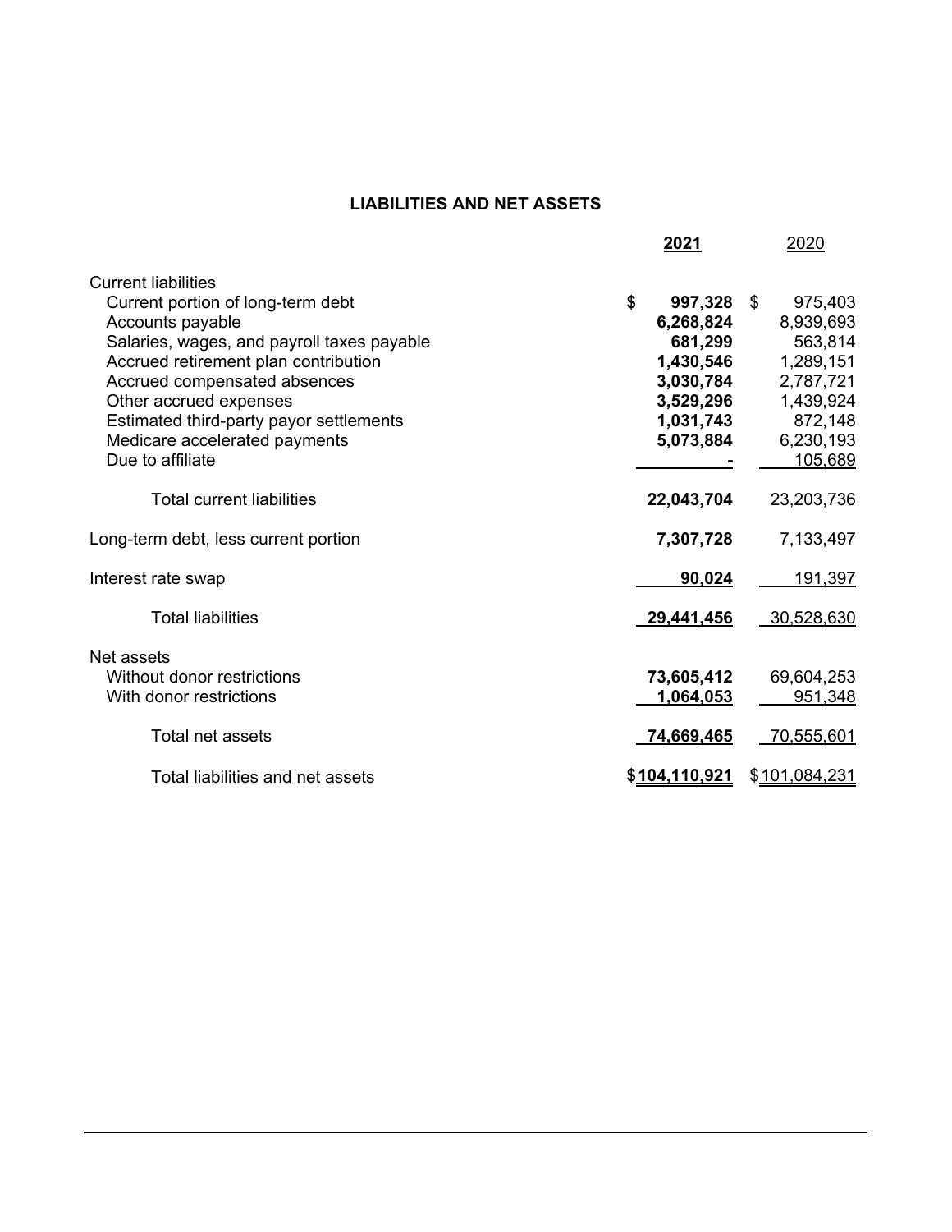## LIABILITIES AND NET ASSETS

| | 2021 | 2020 |
|---|---|---|
| Current liabilities | | |
| Current portion of long-term debt | **$ 997,328** | $ 975,403 |
| Accounts payable | **6,268,824** | 8,939,693 |
| Salaries, wages, and payroll taxes payable | **681,299** | 563,814 |
| Accrued retirement plan contribution | **1,430,546** | 1,289,151 |
| Accrued compensated absences | **3,030,784** | 2,787,721 |
| Other accrued expenses | **3,529,296** | 1,439,924 |
| Estimated third-party payor settlements | **1,031,743** | 872,148 |
| Medicare accelerated payments | **5,073,884** | 6,230,193 |
| Due to affiliate | **-** | 105,689 |
| Total current liabilities | **22,043,704** | 23,203,736 |
| Long-term debt, less current portion | **7,307,728** | 7,133,497 |
| Interest rate swap | **90,024** | 191,397 |
| Total liabilities | **29,441,456** | 30,528,630 |
| Net assets | | |
| Without donor restrictions | **73,605,412** | 69,604,253 |
| With donor restrictions | **1,064,053** | 951,348 |
| Total net assets | **74,669,465** | 70,555,601 |
| Total liabilities and net assets | **$104,110,921** | $101,084,231 |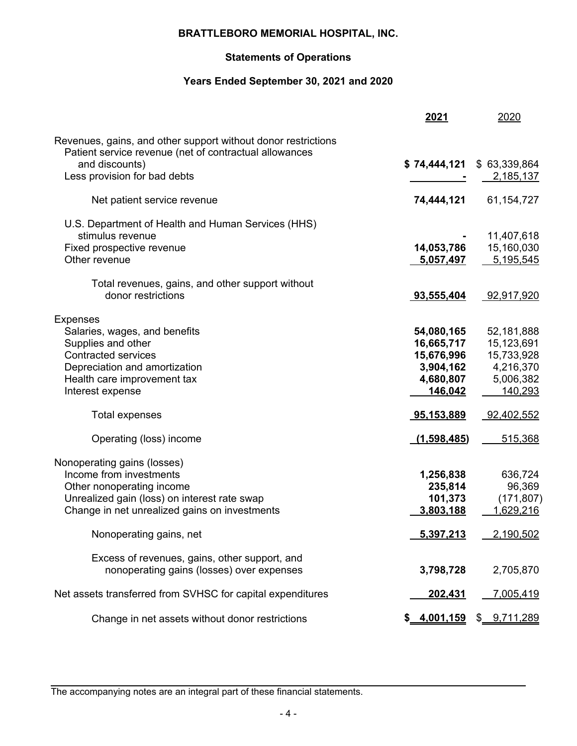# BRATTLEBORO MEMORIAL HOSPITAL, INC.

## Statements of Operations

### Years Ended September 30, 2021 and 2020

| | **2021** | 2020 |
|---|---|---|
| Revenues, gains, and other support without donor restrictions | | |
| Patient service revenue (net of contractual allowances and discounts) | **$ 74,444,121** | $ 63,339,864 |
| Less provision for bad debts | **-** | 2,185,137 |
| Net patient service revenue | **74,444,121** | 61,154,727 |
| U.S. Department of Health and Human Services (HHS) stimulus revenue | **-** | 11,407,618 |
| Fixed prospective revenue | **14,053,786** | 15,160,030 |
| Other revenue | **5,057,497** | 5,195,545 |
| Total revenues, gains, and other support without donor restrictions | **93,555,404** | 92,917,920 |
| Expenses | | |
| Salaries, wages, and benefits | **54,080,165** | 52,181,888 |
| Supplies and other | **16,665,717** | 15,123,691 |
| Contracted services | **15,676,996** | 15,733,928 |
| Depreciation and amortization | **3,904,162** | 4,216,370 |
| Health care improvement tax | **4,680,807** | 5,006,382 |
| Interest expense | **146,042** | 140,293 |
| Total expenses | **95,153,889** | 92,402,552 |
| Operating (loss) income | **(1,598,485)** | 515,368 |
| Nonoperating gains (losses) | | |
| Income from investments | **1,256,838** | 636,724 |
| Other nonoperating income | **235,814** | 96,369 |
| Unrealized gain (loss) on interest rate swap | **101,373** | (171,807) |
| Change in net unrealized gains on investments | **3,803,188** | 1,629,216 |
| Nonoperating gains, net | **5,397,213** | 2,190,502 |
| Excess of revenues, gains, other support, and nonoperating gains (losses) over expenses | **3,798,728** | 2,705,870 |
| Net assets transferred from SVHSC for capital expenditures | **202,431** | 7,005,419 |
| Change in net assets without donor restrictions | **$ 4,001,159** | $ 9,711,289 |

The accompanying notes are an integral part of these financial statements.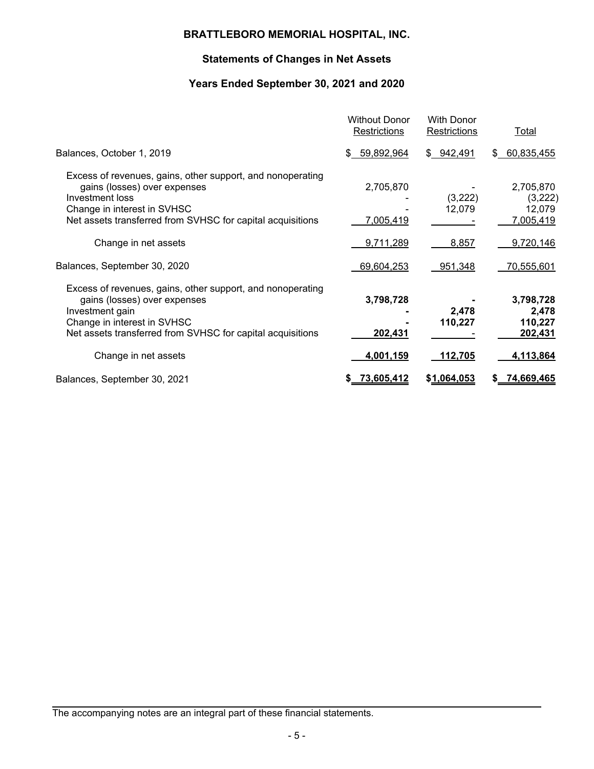# BRATTLEBORO MEMORIAL HOSPITAL, INC.

## Statements of Changes in Net Assets

### Years Ended September 30, 2021 and 2020

| | Without Donor Restrictions | With Donor Restrictions | Total |
|---|---|---|---|
| Balances, October 1, 2019 | $ 59,892,964 | $ 942,491 | $ 60,835,455 |
| Excess of revenues, gains, other support, and nonoperating gains (losses) over expenses | 2,705,870 | - | 2,705,870 |
| Investment loss | - | (3,222) | (3,222) |
| Change in interest in SVHSC | - | 12,079 | 12,079 |
| Net assets transferred from SVHSC for capital acquisitions | 7,005,419 | - | 7,005,419 |
| Change in net assets | 9,711,289 | 8,857 | 9,720,146 |
| Balances, September 30, 2020 | 69,604,253 | 951,348 | 70,555,601 |
| Excess of revenues, gains, other support, and nonoperating gains (losses) over expenses | **3,798,728** | **-** | **3,798,728** |
| Investment gain | **-** | **2,478** | **2,478** |
| Change in interest in SVHSC | **-** | **110,227** | **110,227** |
| Net assets transferred from SVHSC for capital acquisitions | **202,431** | - | **202,431** |
| Change in net assets | **4,001,159** | **112,705** | **4,113,864** |
| Balances, September 30, 2021 | **$ 73,605,412** | **$1,064,053** | **$ 74,669,465** |

The accompanying notes are an integral part of these financial statements.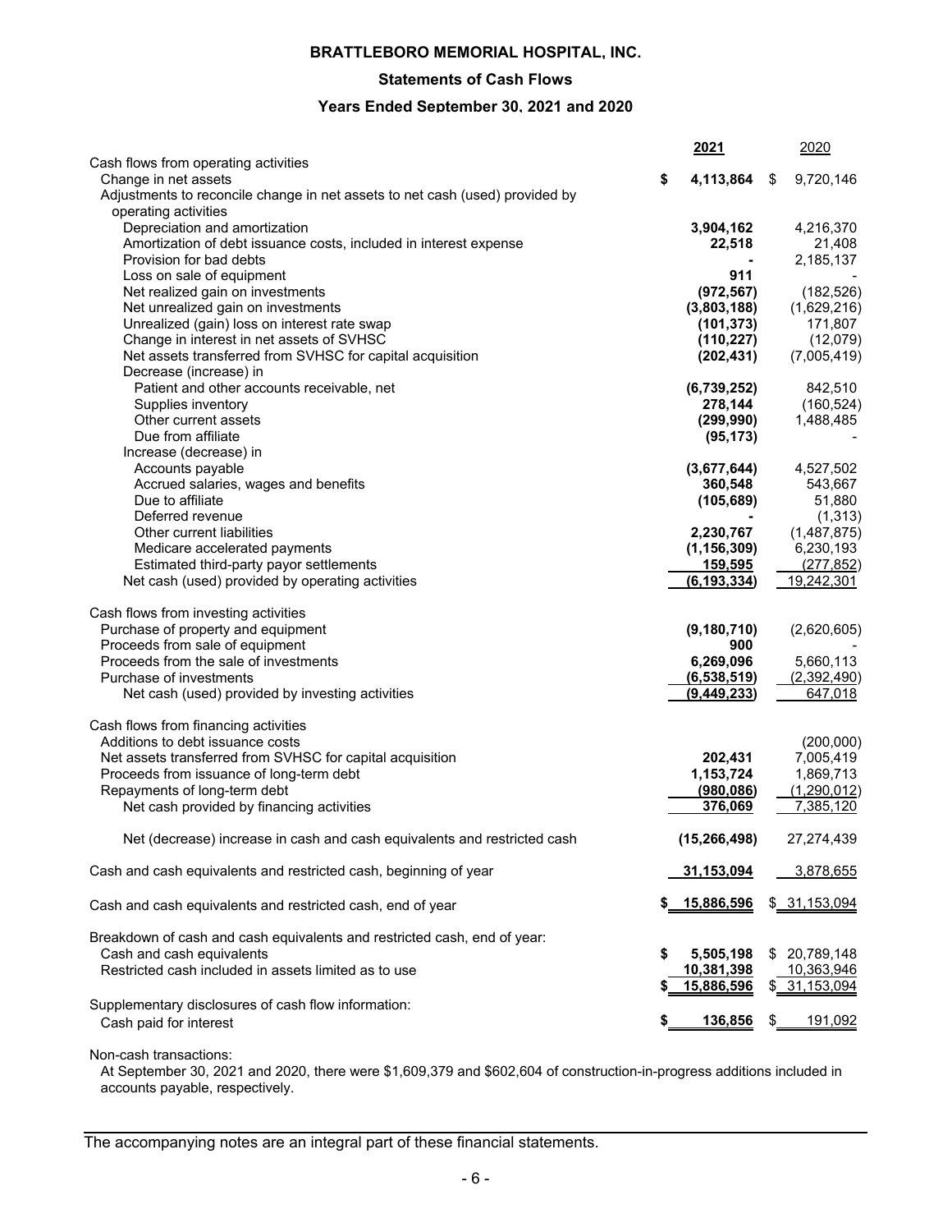# BRATTLEBORO MEMORIAL HOSPITAL, INC.

## Statements of Cash Flows

### Years Ended September 30, 2021 and 2020

| | 2021 | 2020 |
|---|---|---|
| Cash flows from operating activities | | |
| Change in net assets | $ 4,113,864 | $ 9,720,146 |
| Adjustments to reconcile change in net assets to net cash (used) provided by operating activities | | |
| Depreciation and amortization | 3,904,162 | 4,216,370 |
| Amortization of debt issuance costs, included in interest expense | 22,518 | 21,408 |
| Provision for bad debts | - | 2,185,137 |
| Loss on sale of equipment | 911 | - |
| Net realized gain on investments | (972,567) | (182,526) |
| Net unrealized gain on investments | (3,803,188) | (1,629,216) |
| Unrealized (gain) loss on interest rate swap | (101,373) | 171,807 |
| Change in interest in net assets of SVHSC | (110,227) | (12,079) |
| Net assets transferred from SVHSC for capital acquisition | (202,431) | (7,005,419) |
| Decrease (increase) in | | |
| Patient and other accounts receivable, net | (6,739,252) | 842,510 |
| Supplies inventory | 278,144 | (160,524) |
| Other current assets | (299,990) | 1,488,485 |
| Due from affiliate | (95,173) | - |
| Increase (decrease) in | | |
| Accounts payable | (3,677,644) | 4,527,502 |
| Accrued salaries, wages and benefits | 360,548 | 543,667 |
| Due to affiliate | (105,689) | 51,880 |
| Deferred revenue | - | (1,313) |
| Other current liabilities | 2,230,767 | (1,487,875) |
| Medicare accelerated payments | (1,156,309) | 6,230,193 |
| Estimated third-party payor settlements | 159,595 | (277,852) |
| Net cash (used) provided by operating activities | (6,193,334) | 19,242,301 |
| | | |
| Cash flows from investing activities | | |
| Purchase of property and equipment | (9,180,710) | (2,620,605) |
| Proceeds from sale of equipment | 900 | - |
| Proceeds from the sale of investments | 6,269,096 | 5,660,113 |
| Purchase of investments | (6,538,519) | (2,392,490) |
| Net cash (used) provided by investing activities | (9,449,233) | 647,018 |
| | | |
| Cash flows from financing activities | | |
| Additions to debt issuance costs | | (200,000) |
| Net assets transferred from SVHSC for capital acquisition | 202,431 | 7,005,419 |
| Proceeds from issuance of long-term debt | 1,153,724 | 1,869,713 |
| Repayments of long-term debt | (980,086) | (1,290,012) |
| Net cash provided by financing activities | 376,069 | 7,385,120 |
| | | |
| Net (decrease) increase in cash and cash equivalents and restricted cash | (15,266,498) | 27,274,439 |
| | | |
| Cash and cash equivalents and restricted cash, beginning of year | 31,153,094 | 3,878,655 |
| | | |
| Cash and cash equivalents and restricted cash, end of year | $ 15,886,596 | $ 31,153,094 |
| | | |
| Breakdown of cash and cash equivalents and restricted cash, end of year: | | |
| Cash and cash equivalents | $ 5,505,198 | $ 20,789,148 |
| Restricted cash included in assets limited as to use | 10,381,398 | 10,363,946 |
| | $ 15,886,596 | $ 31,153,094 |
| Supplementary disclosures of cash flow information: | | |
| Cash paid for interest | $ 136,856 | $ 191,092 |

Non-cash transactions:

At September 30, 2021 and 2020, there were $1,609,379 and $602,604 of construction-in-progress additions included in accounts payable, respectively.

The accompanying notes are an integral part of these financial statements.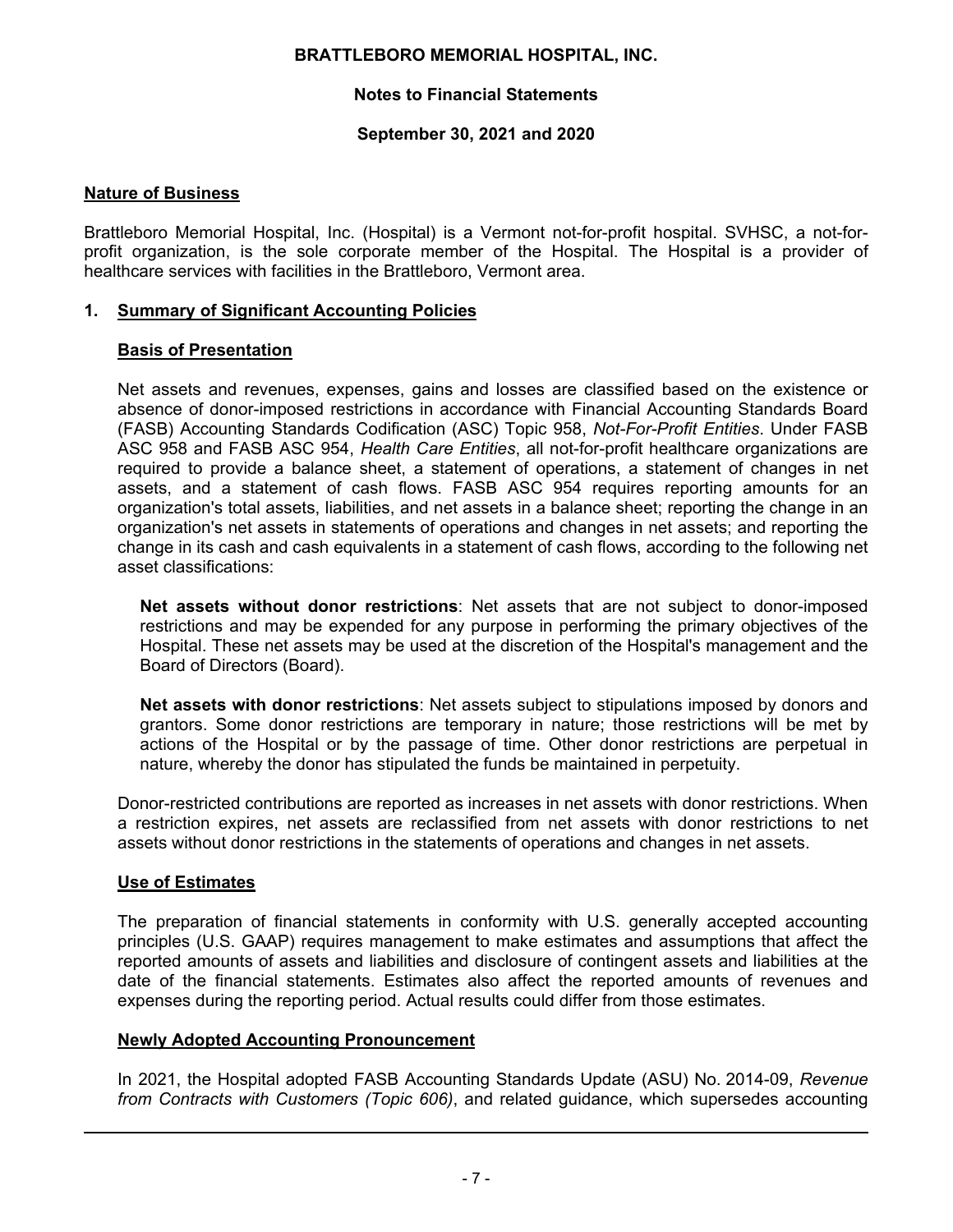**BRATTLEBORO MEMORIAL HOSPITAL, INC.**

**Notes to Financial Statements**

**September 30, 2021 and 2020**

## Nature of Business

Brattleboro Memorial Hospital, Inc. (Hospital) is a Vermont not-for-profit hospital. SVHSC, a not-for-profit organization, is the sole corporate member of the Hospital. The Hospital is a provider of healthcare services with facilities in the Brattleboro, Vermont area.

## 1. Summary of Significant Accounting Policies

### Basis of Presentation

Net assets and revenues, expenses, gains and losses are classified based on the existence or absence of donor-imposed restrictions in accordance with Financial Accounting Standards Board (FASB) Accounting Standards Codification (ASC) Topic 958, *Not-For-Profit Entities*. Under FASB ASC 958 and FASB ASC 954, *Health Care Entities*, all not-for-profit healthcare organizations are required to provide a balance sheet, a statement of operations, a statement of changes in net assets, and a statement of cash flows. FASB ASC 954 requires reporting amounts for an organization's total assets, liabilities, and net assets in a balance sheet; reporting the change in an organization's net assets in statements of operations and changes in net assets; and reporting the change in its cash and cash equivalents in a statement of cash flows, according to the following net asset classifications:

**Net assets without donor restrictions**: Net assets that are not subject to donor-imposed restrictions and may be expended for any purpose in performing the primary objectives of the Hospital. These net assets may be used at the discretion of the Hospital's management and the Board of Directors (Board).

**Net assets with donor restrictions**: Net assets subject to stipulations imposed by donors and grantors. Some donor restrictions are temporary in nature; those restrictions will be met by actions of the Hospital or by the passage of time. Other donor restrictions are perpetual in nature, whereby the donor has stipulated the funds be maintained in perpetuity.

Donor-restricted contributions are reported as increases in net assets with donor restrictions. When a restriction expires, net assets are reclassified from net assets with donor restrictions to net assets without donor restrictions in the statements of operations and changes in net assets.

### Use of Estimates

The preparation of financial statements in conformity with U.S. generally accepted accounting principles (U.S. GAAP) requires management to make estimates and assumptions that affect the reported amounts of assets and liabilities and disclosure of contingent assets and liabilities at the date of the financial statements. Estimates also affect the reported amounts of revenues and expenses during the reporting period. Actual results could differ from those estimates.

### Newly Adopted Accounting Pronouncement

In 2021, the Hospital adopted FASB Accounting Standards Update (ASU) No. 2014-09, *Revenue from Contracts with Customers (Topic 606)*, and related guidance, which supersedes accounting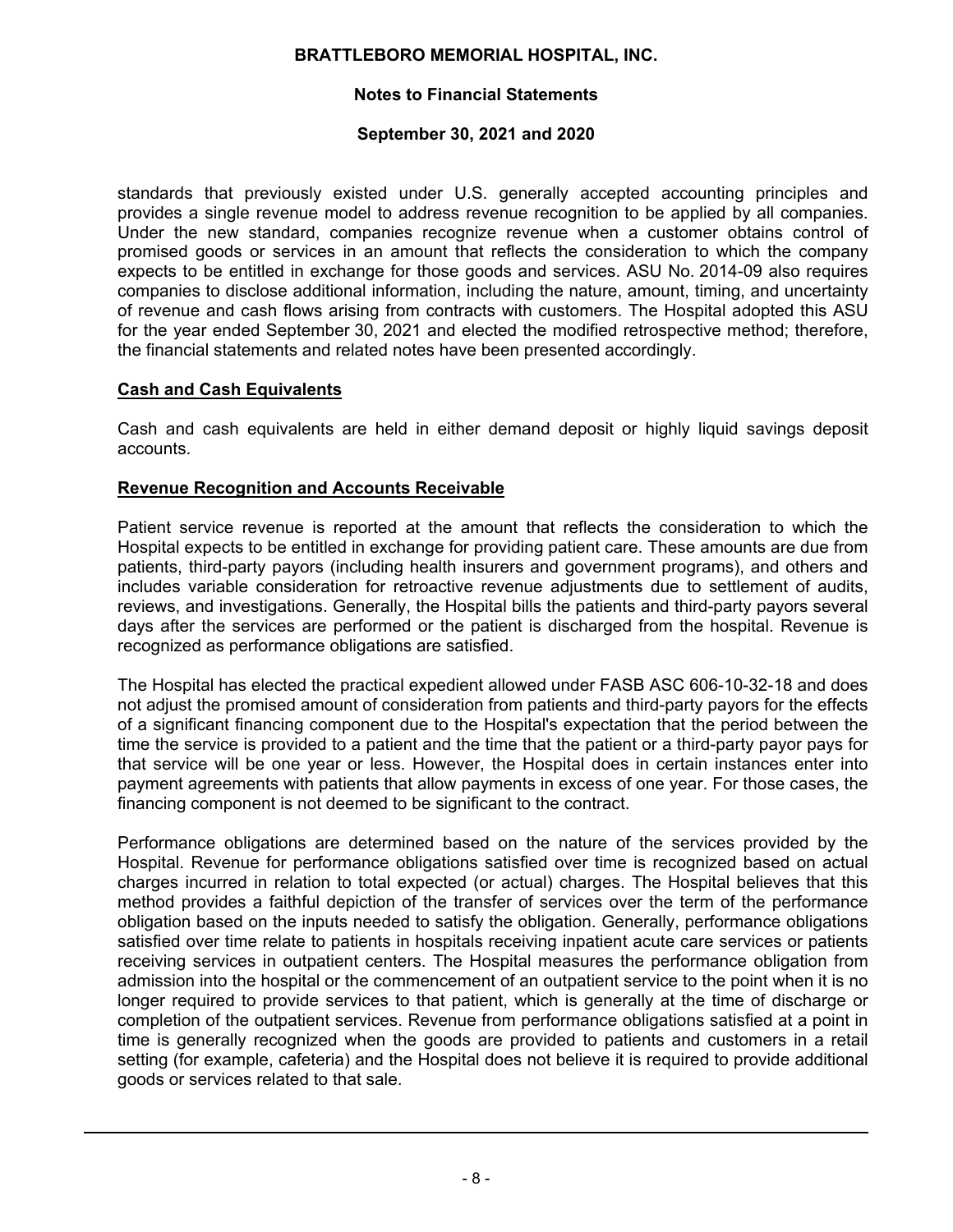standards that previously existed under U.S. generally accepted accounting principles and provides a single revenue model to address revenue recognition to be applied by all companies. Under the new standard, companies recognize revenue when a customer obtains control of promised goods or services in an amount that reflects the consideration to which the company expects to be entitled in exchange for those goods and services. ASU No. 2014-09 also requires companies to disclose additional information, including the nature, amount, timing, and uncertainty of revenue and cash flows arising from contracts with customers. The Hospital adopted this ASU for the year ended September 30, 2021 and elected the modified retrospective method; therefore, the financial statements and related notes have been presented accordingly.

## Cash and Cash Equivalents

Cash and cash equivalents are held in either demand deposit or highly liquid savings deposit accounts.

## Revenue Recognition and Accounts Receivable

Patient service revenue is reported at the amount that reflects the consideration to which the Hospital expects to be entitled in exchange for providing patient care. These amounts are due from patients, third-party payors (including health insurers and government programs), and others and includes variable consideration for retroactive revenue adjustments due to settlement of audits, reviews, and investigations. Generally, the Hospital bills the patients and third-party payors several days after the services are performed or the patient is discharged from the hospital. Revenue is recognized as performance obligations are satisfied.

The Hospital has elected the practical expedient allowed under FASB ASC 606-10-32-18 and does not adjust the promised amount of consideration from patients and third-party payors for the effects of a significant financing component due to the Hospital's expectation that the period between the time the service is provided to a patient and the time that the patient or a third-party payor pays for that service will be one year or less. However, the Hospital does in certain instances enter into payment agreements with patients that allow payments in excess of one year. For those cases, the financing component is not deemed to be significant to the contract.

Performance obligations are determined based on the nature of the services provided by the Hospital. Revenue for performance obligations satisfied over time is recognized based on actual charges incurred in relation to total expected (or actual) charges. The Hospital believes that this method provides a faithful depiction of the transfer of services over the term of the performance obligation based on the inputs needed to satisfy the obligation. Generally, performance obligations satisfied over time relate to patients in hospitals receiving inpatient acute care services or patients receiving services in outpatient centers. The Hospital measures the performance obligation from admission into the hospital or the commencement of an outpatient service to the point when it is no longer required to provide services to that patient, which is generally at the time of discharge or completion of the outpatient services. Revenue from performance obligations satisfied at a point in time is generally recognized when the goods are provided to patients and customers in a retail setting (for example, cafeteria) and the Hospital does not believe it is required to provide additional goods or services related to that sale.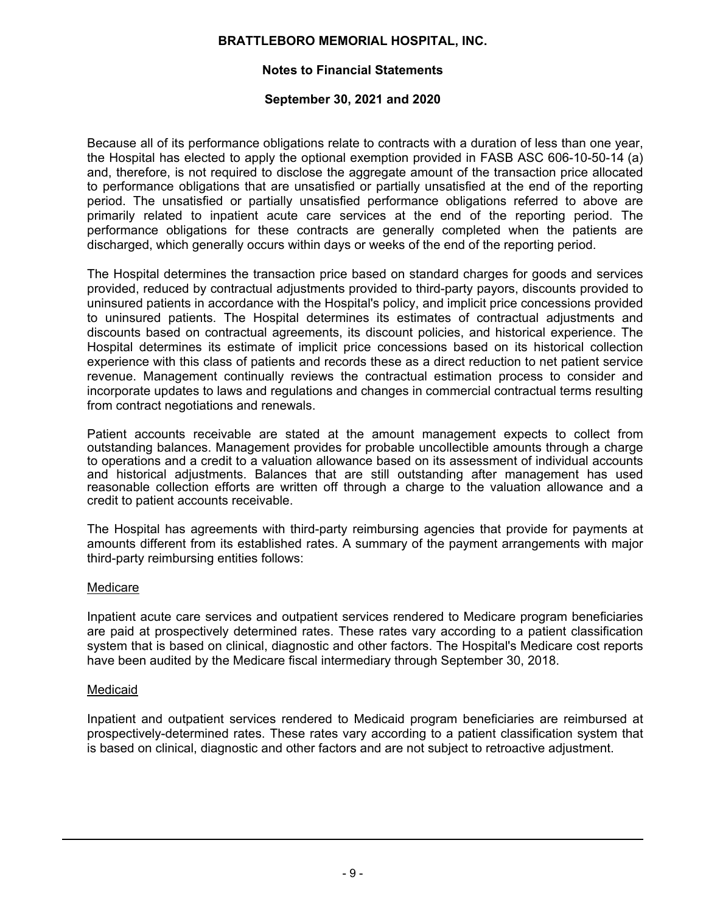Because all of its performance obligations relate to contracts with a duration of less than one year, the Hospital has elected to apply the optional exemption provided in FASB ASC 606-10-50-14 (a) and, therefore, is not required to disclose the aggregate amount of the transaction price allocated to performance obligations that are unsatisfied or partially unsatisfied at the end of the reporting period. The unsatisfied or partially unsatisfied performance obligations referred to above are primarily related to inpatient acute care services at the end of the reporting period. The performance obligations for these contracts are generally completed when the patients are discharged, which generally occurs within days or weeks of the end of the reporting period.

The Hospital determines the transaction price based on standard charges for goods and services provided, reduced by contractual adjustments provided to third-party payors, discounts provided to uninsured patients in accordance with the Hospital's policy, and implicit price concessions provided to uninsured patients. The Hospital determines its estimates of contractual adjustments and discounts based on contractual agreements, its discount policies, and historical experience. The Hospital determines its estimate of implicit price concessions based on its historical collection experience with this class of patients and records these as a direct reduction to net patient service revenue. Management continually reviews the contractual estimation process to consider and incorporate updates to laws and regulations and changes in commercial contractual terms resulting from contract negotiations and renewals.

Patient accounts receivable are stated at the amount management expects to collect from outstanding balances. Management provides for probable uncollectible amounts through a charge to operations and a credit to a valuation allowance based on its assessment of individual accounts and historical adjustments. Balances that are still outstanding after management has used reasonable collection efforts are written off through a charge to the valuation allowance and a credit to patient accounts receivable.

The Hospital has agreements with third-party reimbursing agencies that provide for payments at amounts different from its established rates. A summary of the payment arrangements with major third-party reimbursing entities follows:

Medicare

Inpatient acute care services and outpatient services rendered to Medicare program beneficiaries are paid at prospectively determined rates. These rates vary according to a patient classification system that is based on clinical, diagnostic and other factors. The Hospital's Medicare cost reports have been audited by the Medicare fiscal intermediary through September 30, 2018.

Medicaid

Inpatient and outpatient services rendered to Medicaid program beneficiaries are reimbursed at prospectively-determined rates. These rates vary according to a patient classification system that is based on clinical, diagnostic and other factors and are not subject to retroactive adjustment.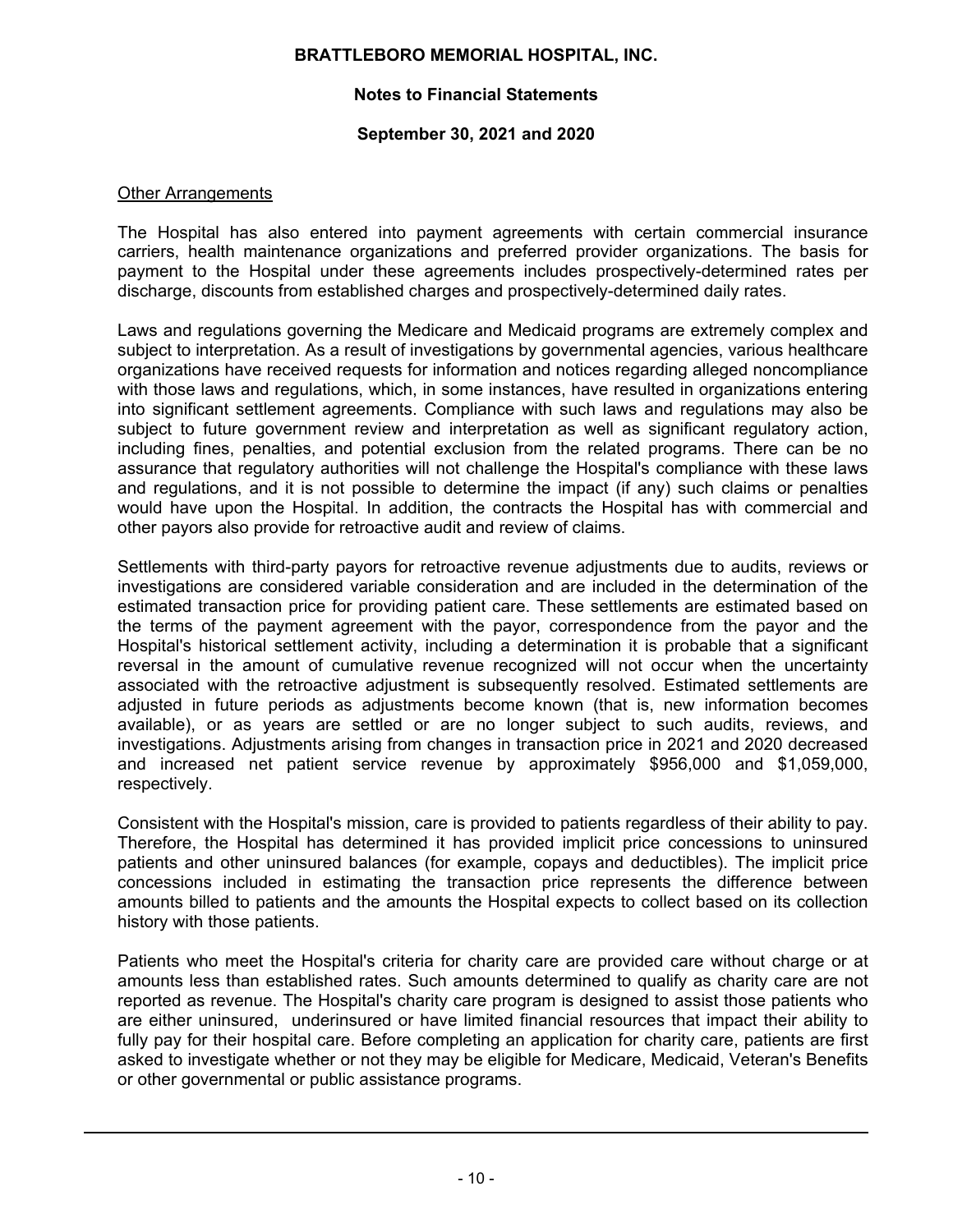### Other Arrangements

The Hospital has also entered into payment agreements with certain commercial insurance carriers, health maintenance organizations and preferred provider organizations. The basis for payment to the Hospital under these agreements includes prospectively-determined rates per discharge, discounts from established charges and prospectively-determined daily rates.

Laws and regulations governing the Medicare and Medicaid programs are extremely complex and subject to interpretation. As a result of investigations by governmental agencies, various healthcare organizations have received requests for information and notices regarding alleged noncompliance with those laws and regulations, which, in some instances, have resulted in organizations entering into significant settlement agreements. Compliance with such laws and regulations may also be subject to future government review and interpretation as well as significant regulatory action, including fines, penalties, and potential exclusion from the related programs. There can be no assurance that regulatory authorities will not challenge the Hospital's compliance with these laws and regulations, and it is not possible to determine the impact (if any) such claims or penalties would have upon the Hospital. In addition, the contracts the Hospital has with commercial and other payors also provide for retroactive audit and review of claims.

Settlements with third-party payors for retroactive revenue adjustments due to audits, reviews or investigations are considered variable consideration and are included in the determination of the estimated transaction price for providing patient care. These settlements are estimated based on the terms of the payment agreement with the payor, correspondence from the payor and the Hospital's historical settlement activity, including a determination it is probable that a significant reversal in the amount of cumulative revenue recognized will not occur when the uncertainty associated with the retroactive adjustment is subsequently resolved. Estimated settlements are adjusted in future periods as adjustments become known (that is, new information becomes available), or as years are settled or are no longer subject to such audits, reviews, and investigations. Adjustments arising from changes in transaction price in 2021 and 2020 decreased and increased net patient service revenue by approximately $956,000 and $1,059,000, respectively.

Consistent with the Hospital's mission, care is provided to patients regardless of their ability to pay. Therefore, the Hospital has determined it has provided implicit price concessions to uninsured patients and other uninsured balances (for example, copays and deductibles). The implicit price concessions included in estimating the transaction price represents the difference between amounts billed to patients and the amounts the Hospital expects to collect based on its collection history with those patients.

Patients who meet the Hospital's criteria for charity care are provided care without charge or at amounts less than established rates. Such amounts determined to qualify as charity care are not reported as revenue. The Hospital's charity care program is designed to assist those patients who are either uninsured, underinsured or have limited financial resources that impact their ability to fully pay for their hospital care. Before completing an application for charity care, patients are first asked to investigate whether or not they may be eligible for Medicare, Medicaid, Veteran's Benefits or other governmental or public assistance programs.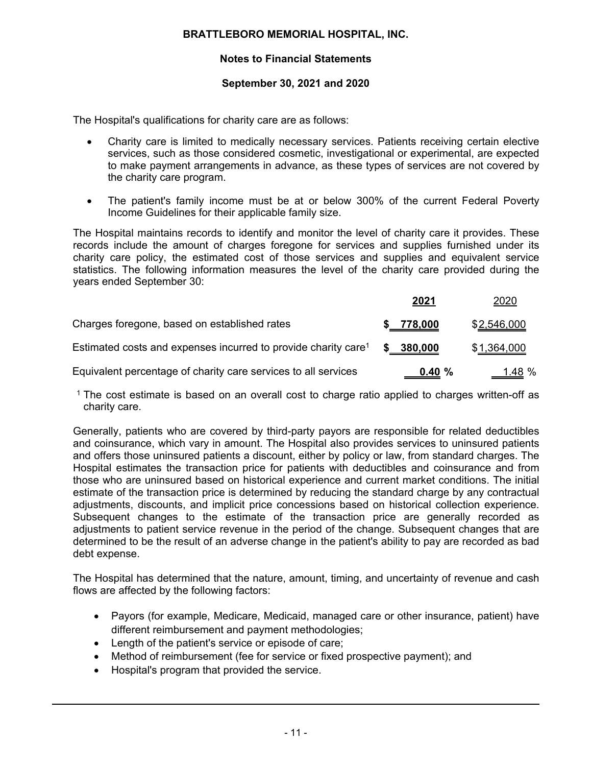The Hospital's qualifications for charity care are as follows:

- Charity care is limited to medically necessary services. Patients receiving certain elective services, such as those considered cosmetic, investigational or experimental, are expected to make payment arrangements in advance, as these types of services are not covered by the charity care program.
- The patient's family income must be at or below 300% of the current Federal Poverty Income Guidelines for their applicable family size.

The Hospital maintains records to identify and monitor the level of charity care it provides. These records include the amount of charges foregone for services and supplies furnished under its charity care policy, the estimated cost of those services and supplies and equivalent service statistics. The following information measures the level of the charity care provided during the years ended September 30:

| | **2021** | 2020 |
|---|---|---|
| Charges foregone, based on established rates | **$ 778,000** | $2,546,000 |
| Estimated costs and expenses incurred to provide charity care[1] | **$ 380,000** | $1,364,000 |
| Equivalent percentage of charity care services to all services | **0.40 %** | 1.48 % |

[1] The cost estimate is based on an overall cost to charge ratio applied to charges written-off as charity care.

Generally, patients who are covered by third-party payors are responsible for related deductibles and coinsurance, which vary in amount. The Hospital also provides services to uninsured patients and offers those uninsured patients a discount, either by policy or law, from standard charges. The Hospital estimates the transaction price for patients with deductibles and coinsurance and from those who are uninsured based on historical experience and current market conditions. The initial estimate of the transaction price is determined by reducing the standard charge by any contractual adjustments, discounts, and implicit price concessions based on historical collection experience. Subsequent changes to the estimate of the transaction price are generally recorded as adjustments to patient service revenue in the period of the change. Subsequent changes that are determined to be the result of an adverse change in the patient's ability to pay are recorded as bad debt expense.

The Hospital has determined that the nature, amount, timing, and uncertainty of revenue and cash flows are affected by the following factors:

- Payors (for example, Medicare, Medicaid, managed care or other insurance, patient) have different reimbursement and payment methodologies;
- Length of the patient's service or episode of care;
- Method of reimbursement (fee for service or fixed prospective payment); and
- Hospital's program that provided the service.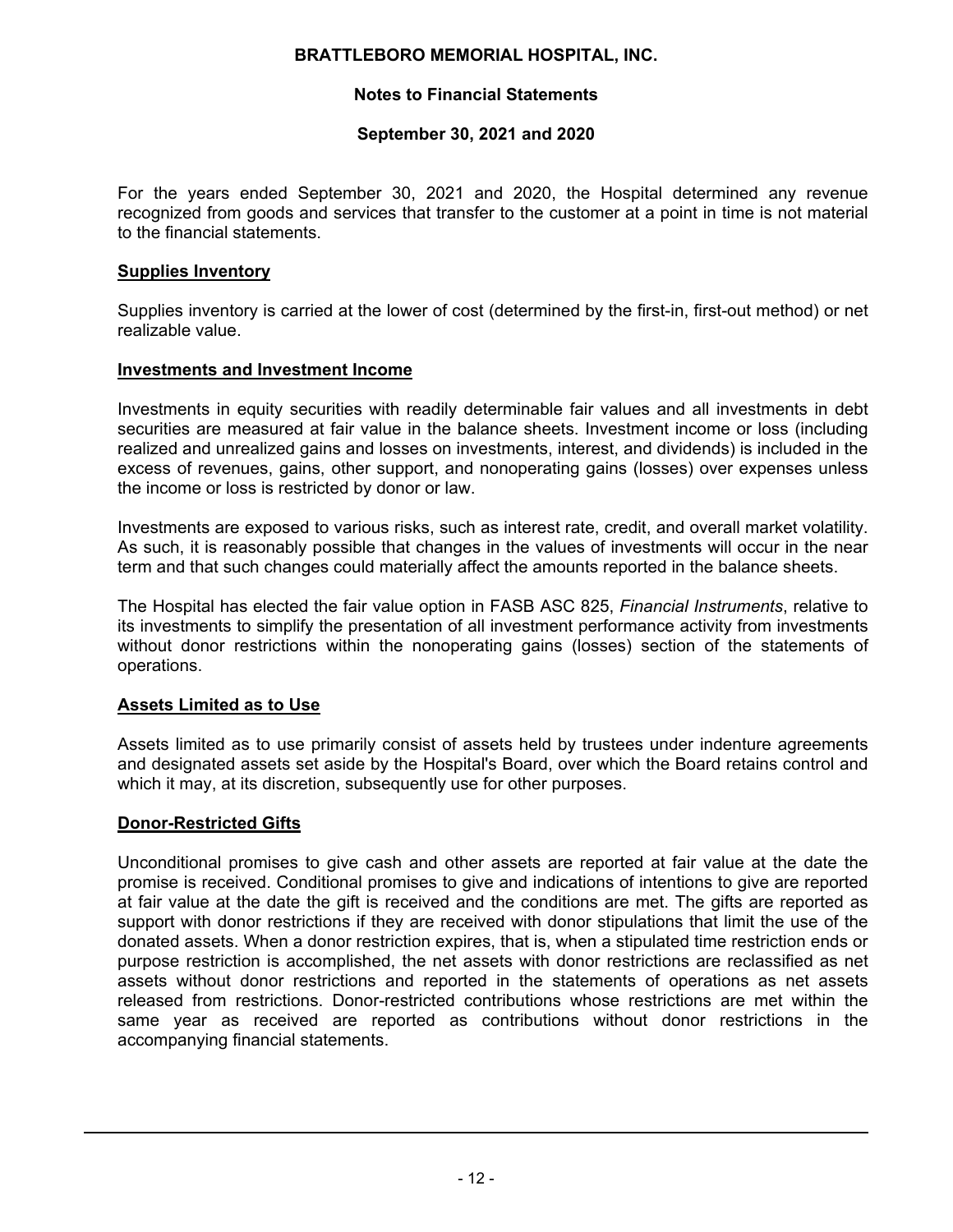For the years ended September 30, 2021 and 2020, the Hospital determined any revenue recognized from goods and services that transfer to the customer at a point in time is not material to the financial statements.

**Supplies Inventory**

Supplies inventory is carried at the lower of cost (determined by the first-in, first-out method) or net realizable value.

**Investments and Investment Income**

Investments in equity securities with readily determinable fair values and all investments in debt securities are measured at fair value in the balance sheets. Investment income or loss (including realized and unrealized gains and losses on investments, interest, and dividends) is included in the excess of revenues, gains, other support, and nonoperating gains (losses) over expenses unless the income or loss is restricted by donor or law.

Investments are exposed to various risks, such as interest rate, credit, and overall market volatility. As such, it is reasonably possible that changes in the values of investments will occur in the near term and that such changes could materially affect the amounts reported in the balance sheets.

The Hospital has elected the fair value option in FASB ASC 825, *Financial Instruments*, relative to its investments to simplify the presentation of all investment performance activity from investments without donor restrictions within the nonoperating gains (losses) section of the statements of operations.

**Assets Limited as to Use**

Assets limited as to use primarily consist of assets held by trustees under indenture agreements and designated assets set aside by the Hospital's Board, over which the Board retains control and which it may, at its discretion, subsequently use for other purposes.

**Donor-Restricted Gifts**

Unconditional promises to give cash and other assets are reported at fair value at the date the promise is received. Conditional promises to give and indications of intentions to give are reported at fair value at the date the gift is received and the conditions are met. The gifts are reported as support with donor restrictions if they are received with donor stipulations that limit the use of the donated assets. When a donor restriction expires, that is, when a stipulated time restriction ends or purpose restriction is accomplished, the net assets with donor restrictions are reclassified as net assets without donor restrictions and reported in the statements of operations as net assets released from restrictions. Donor-restricted contributions whose restrictions are met within the same year as received are reported as contributions without donor restrictions in the accompanying financial statements.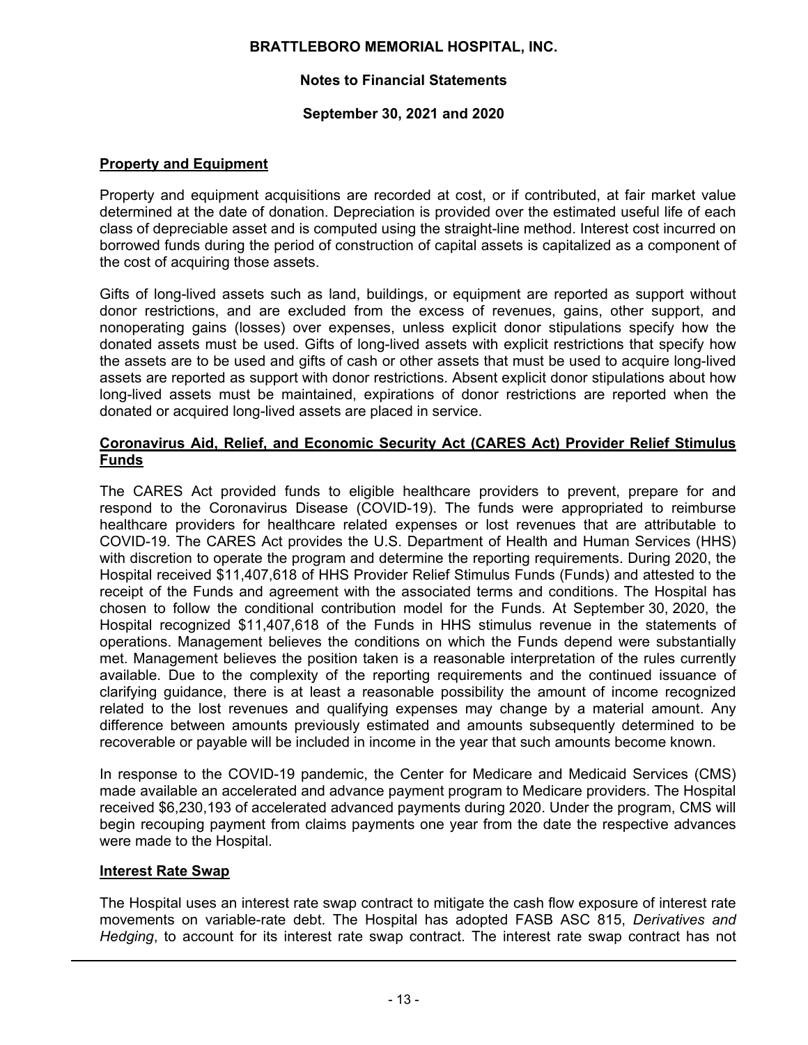### Property and Equipment

Property and equipment acquisitions are recorded at cost, or if contributed, at fair market value determined at the date of donation. Depreciation is provided over the estimated useful life of each class of depreciable asset and is computed using the straight-line method. Interest cost incurred on borrowed funds during the period of construction of capital assets is capitalized as a component of the cost of acquiring those assets.

Gifts of long-lived assets such as land, buildings, or equipment are reported as support without donor restrictions, and are excluded from the excess of revenues, gains, other support, and nonoperating gains (losses) over expenses, unless explicit donor stipulations specify how the donated assets must be used. Gifts of long-lived assets with explicit restrictions that specify how the assets are to be used and gifts of cash or other assets that must be used to acquire long-lived assets are reported as support with donor restrictions. Absent explicit donor stipulations about how long-lived assets must be maintained, expirations of donor restrictions are reported when the donated or acquired long-lived assets are placed in service.

### Coronavirus Aid, Relief, and Economic Security Act (CARES Act) Provider Relief Stimulus Funds

The CARES Act provided funds to eligible healthcare providers to prevent, prepare for and respond to the Coronavirus Disease (COVID-19). The funds were appropriated to reimburse healthcare providers for healthcare related expenses or lost revenues that are attributable to COVID-19. The CARES Act provides the U.S. Department of Health and Human Services (HHS) with discretion to operate the program and determine the reporting requirements. During 2020, the Hospital received $11,407,618 of HHS Provider Relief Stimulus Funds (Funds) and attested to the receipt of the Funds and agreement with the associated terms and conditions. The Hospital has chosen to follow the conditional contribution model for the Funds. At September 30, 2020, the Hospital recognized $11,407,618 of the Funds in HHS stimulus revenue in the statements of operations. Management believes the conditions on which the Funds depend were substantially met. Management believes the position taken is a reasonable interpretation of the rules currently available. Due to the complexity of the reporting requirements and the continued issuance of clarifying guidance, there is at least a reasonable possibility the amount of income recognized related to the lost revenues and qualifying expenses may change by a material amount. Any difference between amounts previously estimated and amounts subsequently determined to be recoverable or payable will be included in income in the year that such amounts become known.

In response to the COVID-19 pandemic, the Center for Medicare and Medicaid Services (CMS) made available an accelerated and advance payment program to Medicare providers. The Hospital received $6,230,193 of accelerated advanced payments during 2020. Under the program, CMS will begin recouping payment from claims payments one year from the date the respective advances were made to the Hospital.

### Interest Rate Swap

The Hospital uses an interest rate swap contract to mitigate the cash flow exposure of interest rate movements on variable-rate debt. The Hospital has adopted FASB ASC 815, *Derivatives and Hedging*, to account for its interest rate swap contract. The interest rate swap contract has not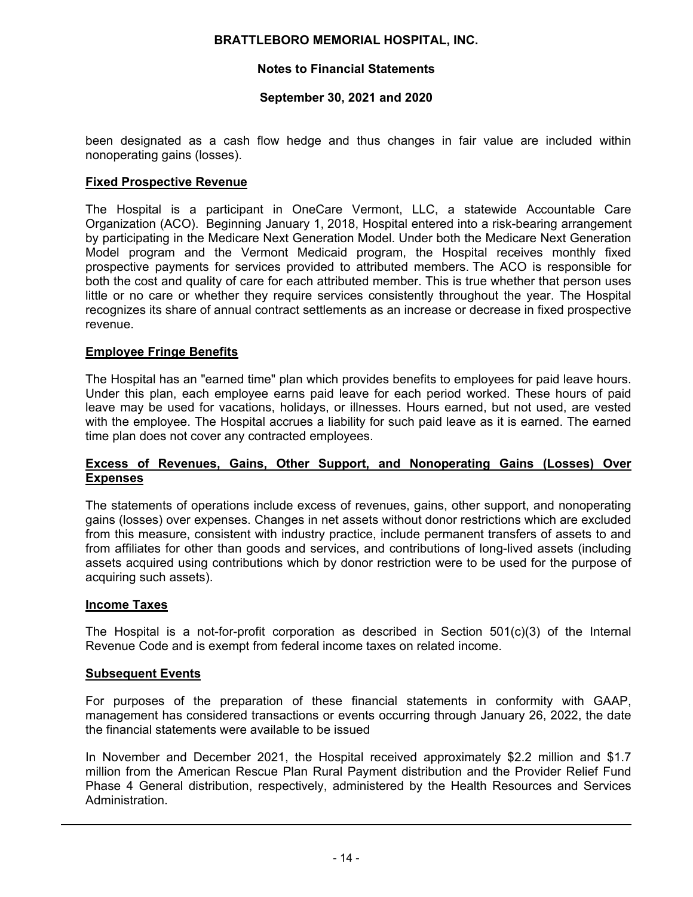been designated as a cash flow hedge and thus changes in fair value are included within nonoperating gains (losses).

**Fixed Prospective Revenue**

The Hospital is a participant in OneCare Vermont, LLC, a statewide Accountable Care Organization (ACO). Beginning January 1, 2018, Hospital entered into a risk-bearing arrangement by participating in the Medicare Next Generation Model. Under both the Medicare Next Generation Model program and the Vermont Medicaid program, the Hospital receives monthly fixed prospective payments for services provided to attributed members. The ACO is responsible for both the cost and quality of care for each attributed member. This is true whether that person uses little or no care or whether they require services consistently throughout the year. The Hospital recognizes its share of annual contract settlements as an increase or decrease in fixed prospective revenue.

**Employee Fringe Benefits**

The Hospital has an "earned time" plan which provides benefits to employees for paid leave hours. Under this plan, each employee earns paid leave for each period worked. These hours of paid leave may be used for vacations, holidays, or illnesses. Hours earned, but not used, are vested with the employee. The Hospital accrues a liability for such paid leave as it is earned. The earned time plan does not cover any contracted employees.

**Excess of Revenues, Gains, Other Support, and Nonoperating Gains (Losses) Over Expenses**

The statements of operations include excess of revenues, gains, other support, and nonoperating gains (losses) over expenses. Changes in net assets without donor restrictions which are excluded from this measure, consistent with industry practice, include permanent transfers of assets to and from affiliates for other than goods and services, and contributions of long-lived assets (including assets acquired using contributions which by donor restriction were to be used for the purpose of acquiring such assets).

**Income Taxes**

The Hospital is a not-for-profit corporation as described in Section 501(c)(3) of the Internal Revenue Code and is exempt from federal income taxes on related income.

**Subsequent Events**

For purposes of the preparation of these financial statements in conformity with GAAP, management has considered transactions or events occurring through January 26, 2022, the date the financial statements were available to be issued

In November and December 2021, the Hospital received approximately $2.2 million and $1.7 million from the American Rescue Plan Rural Payment distribution and the Provider Relief Fund Phase 4 General distribution, respectively, administered by the Health Resources and Services Administration.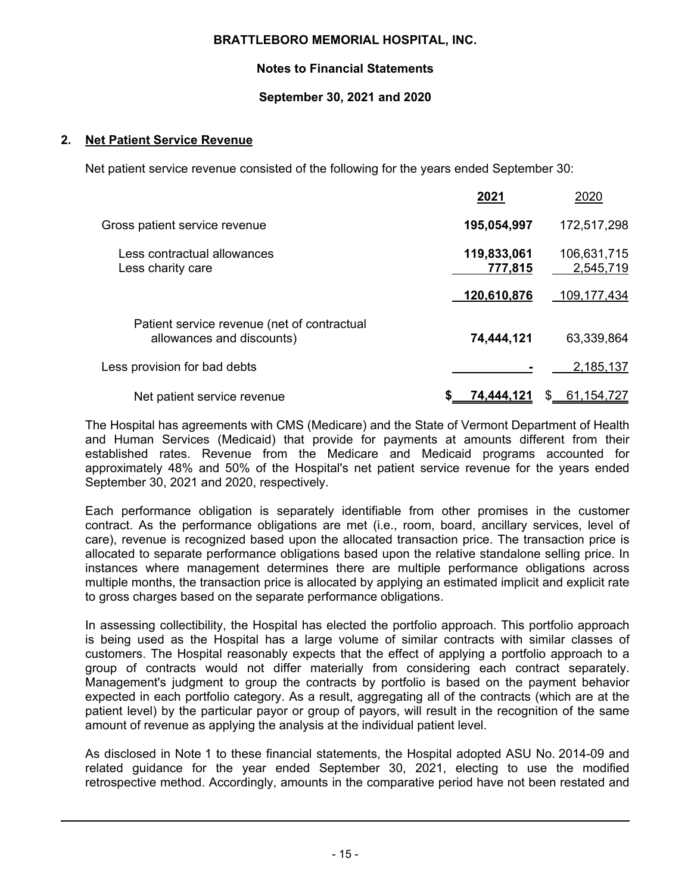## 2. Net Patient Service Revenue

Net patient service revenue consisted of the following for the years ended September 30:

| | **2021** | 2020 |
|---|---|---|
| Gross patient service revenue | **195,054,997** | 172,517,298 |
| Less contractual allowances | **119,833,061** | 106,631,715 |
| Less charity care | **777,815** | 2,545,719 |
| | **120,610,876** | 109,177,434 |
| Patient service revenue (net of contractual allowances and discounts) | **74,444,121** | 63,339,864 |
| Less provision for bad debts | **-** | 2,185,137 |
| Net patient service revenue | **$ 74,444,121** | $ 61,154,727 |

The Hospital has agreements with CMS (Medicare) and the State of Vermont Department of Health and Human Services (Medicaid) that provide for payments at amounts different from their established rates. Revenue from the Medicare and Medicaid programs accounted for approximately 48% and 50% of the Hospital's net patient service revenue for the years ended September 30, 2021 and 2020, respectively.

Each performance obligation is separately identifiable from other promises in the customer contract. As the performance obligations are met (i.e., room, board, ancillary services, level of care), revenue is recognized based upon the allocated transaction price. The transaction price is allocated to separate performance obligations based upon the relative standalone selling price. In instances where management determines there are multiple performance obligations across multiple months, the transaction price is allocated by applying an estimated implicit and explicit rate to gross charges based on the separate performance obligations.

In assessing collectibility, the Hospital has elected the portfolio approach. This portfolio approach is being used as the Hospital has a large volume of similar contracts with similar classes of customers. The Hospital reasonably expects that the effect of applying a portfolio approach to a group of contracts would not differ materially from considering each contract separately. Management's judgment to group the contracts by portfolio is based on the payment behavior expected in each portfolio category. As a result, aggregating all of the contracts (which are at the patient level) by the particular payor or group of payors, will result in the recognition of the same amount of revenue as applying the analysis at the individual patient level.

As disclosed in Note 1 to these financial statements, the Hospital adopted ASU No. 2014-09 and related guidance for the year ended September 30, 2021, electing to use the modified retrospective method. Accordingly, amounts in the comparative period have not been restated and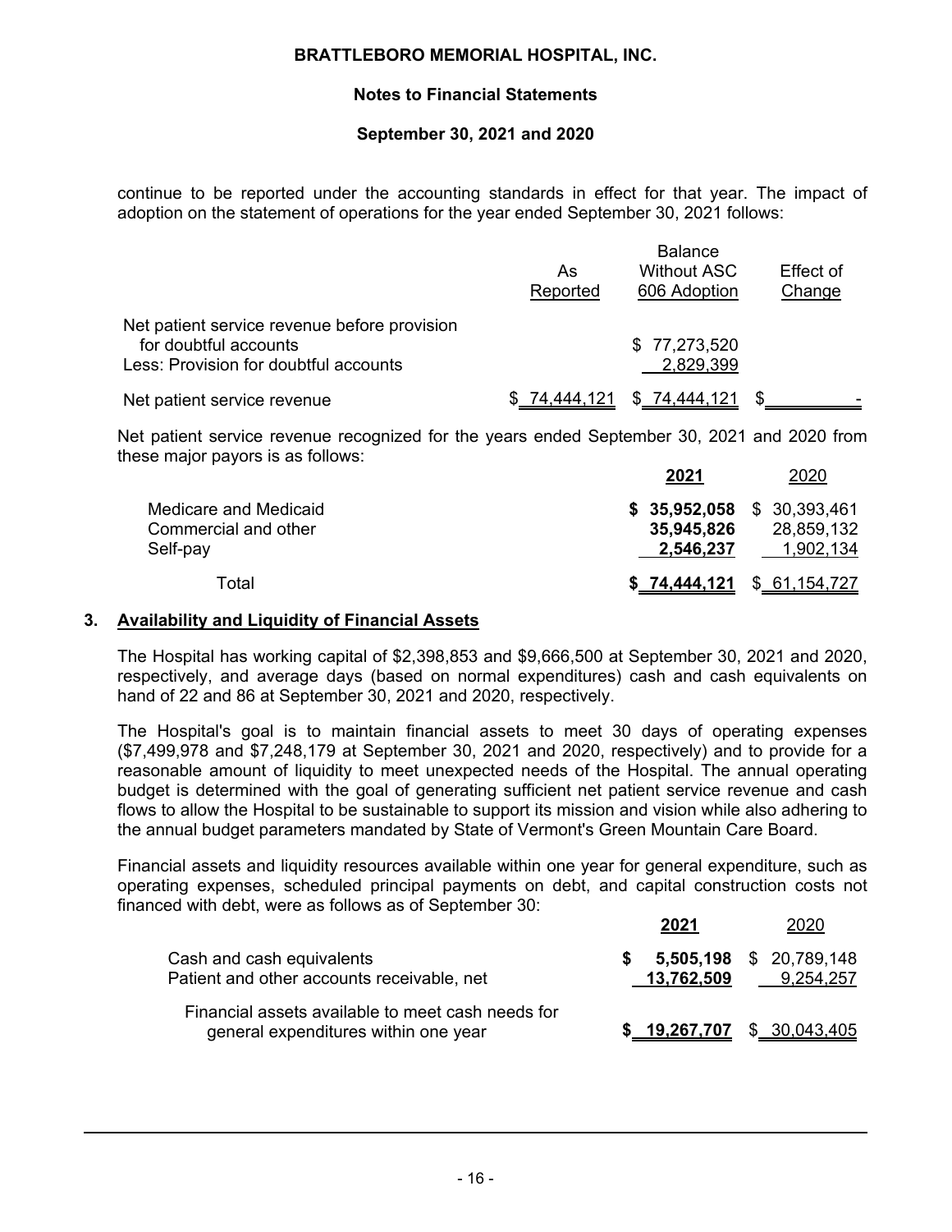continue to be reported under the accounting standards in effect for that year. The impact of adoption on the statement of operations for the year ended September 30, 2021 follows:

| | As Reported | Balance Without ASC 606 Adoption | Effect of Change |
|---|---|---|---|
| Net patient service revenue before provision for doubtful accounts | | $ 77,273,520 | |
| Less: Provision for doubtful accounts | | 2,829,399 | |
| Net patient service revenue | $ 74,444,121 | $ 74,444,121 | $ - |

Net patient service revenue recognized for the years ended September 30, 2021 and 2020 from these major payors is as follows:

| | **2021** | 2020 |
|---|---|---|
| Medicare and Medicaid | **$ 35,952,058** | $ 30,393,461 |
| Commercial and other | **35,945,826** | 28,859,132 |
| Self-pay | **2,546,237** | 1,902,134 |
| Total | **$ 74,444,121** | $ 61,154,727 |

## 3. Availability and Liquidity of Financial Assets

The Hospital has working capital of $2,398,853 and $9,666,500 at September 30, 2021 and 2020, respectively, and average days (based on normal expenditures) cash and cash equivalents on hand of 22 and 86 at September 30, 2021 and 2020, respectively.

The Hospital's goal is to maintain financial assets to meet 30 days of operating expenses ($7,499,978 and $7,248,179 at September 30, 2021 and 2020, respectively) and to provide for a reasonable amount of liquidity to meet unexpected needs of the Hospital. The annual operating budget is determined with the goal of generating sufficient net patient service revenue and cash flows to allow the Hospital to be sustainable to support its mission and vision while also adhering to the annual budget parameters mandated by State of Vermont's Green Mountain Care Board.

Financial assets and liquidity resources available within one year for general expenditure, such as operating expenses, scheduled principal payments on debt, and capital construction costs not financed with debt, were as follows as of September 30:

| | **2021** | 2020 |
|---|---|---|
| Cash and cash equivalents | **$ 5,505,198** | $ 20,789,148 |
| Patient and other accounts receivable, net | **13,762,509** | 9,254,257 |
| Financial assets available to meet cash needs for general expenditures within one year | **$ 19,267,707** | $ 30,043,405 |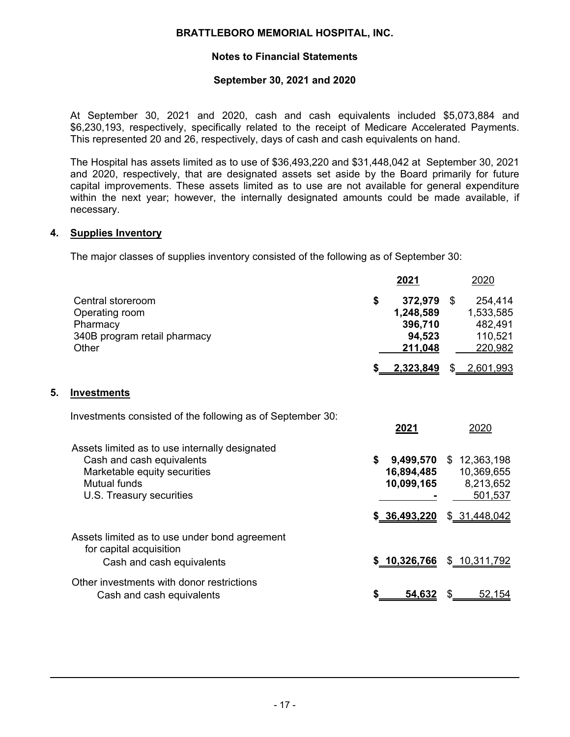At September 30, 2021 and 2020, cash and cash equivalents included $5,073,884 and $6,230,193, respectively, specifically related to the receipt of Medicare Accelerated Payments. This represented 20 and 26, respectively, days of cash and cash equivalents on hand.

The Hospital has assets limited as to use of $36,493,220 and $31,448,042 at September 30, 2021 and 2020, respectively, that are designated assets set aside by the Board primarily for future capital improvements. These assets limited as to use are not available for general expenditure within the next year; however, the internally designated amounts could be made available, if necessary.

## 4. Supplies Inventory

The major classes of supplies inventory consisted of the following as of September 30:

| | **2021** | 2020 |
|---|---|---|
| Central storeroom | **$ 372,979** | $ 254,414 |
| Operating room | **1,248,589** | 1,533,585 |
| Pharmacy | **396,710** | 482,491 |
| 340B program retail pharmacy | **94,523** | 110,521 |
| Other | **211,048** | 220,982 |
| | **$ 2,323,849** | $ 2,601,993 |

## 5. Investments

Investments consisted of the following as of September 30:

| | **2021** | 2020 |
|---|---|---|
| Assets limited as to use internally designated | | |
| Cash and cash equivalents | **$ 9,499,570** | $ 12,363,198 |
| Marketable equity securities | **16,894,485** | 10,369,655 |
| Mutual funds | **10,099,165** | 8,213,652 |
| U.S. Treasury securities | **-** | 501,537 |
| | **$ 36,493,220** | $ 31,448,042 |
| Assets limited as to use under bond agreement for capital acquisition | | |
| Cash and cash equivalents | **$ 10,326,766** | $ 10,311,792 |
| Other investments with donor restrictions | | |
| Cash and cash equivalents | **$ 54,632** | $ 52,154 |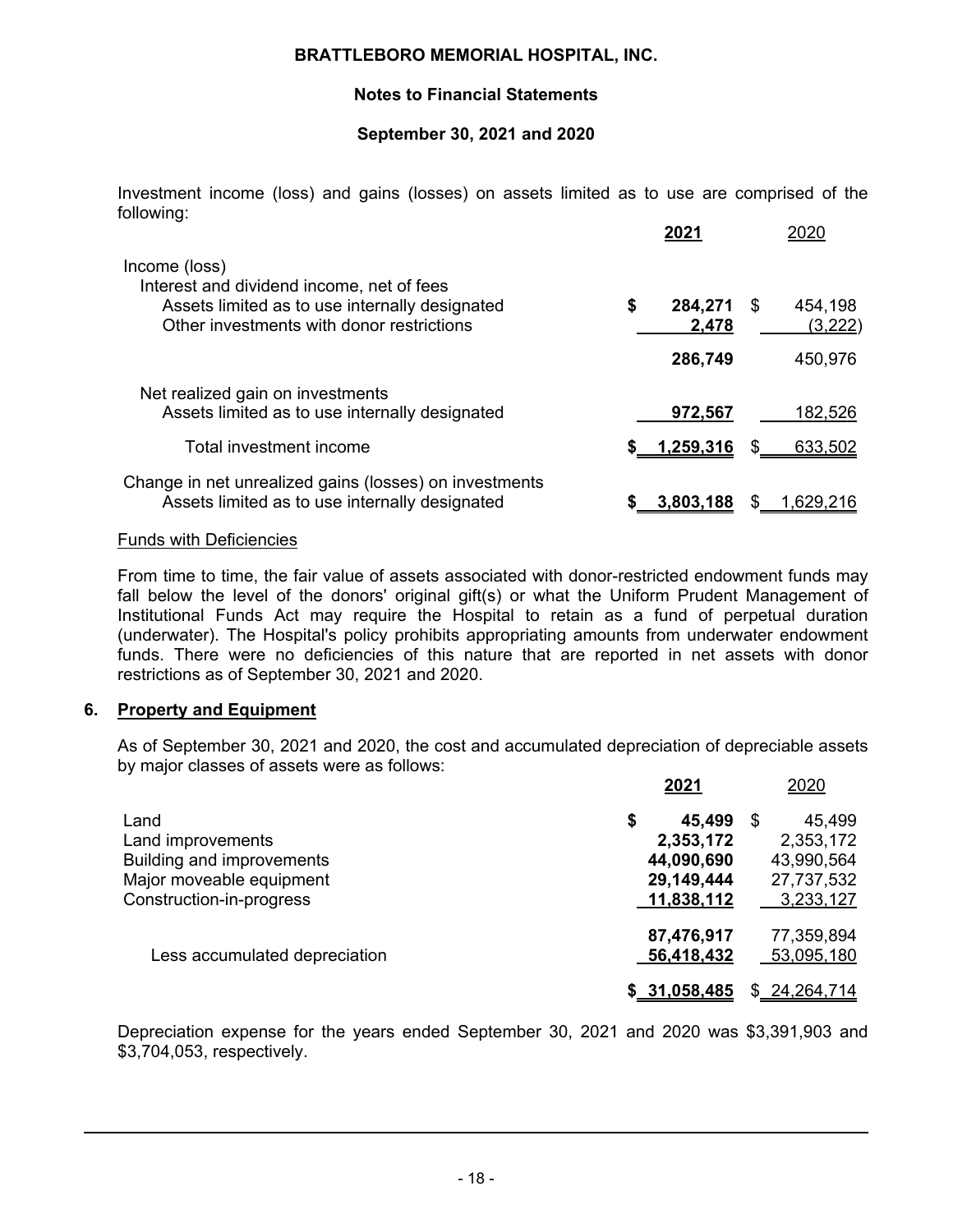Investment income (loss) and gains (losses) on assets limited as to use are comprised of the following:

| | **2021** | 2020 |
|---|---|---|
| Income (loss) | | |
| Interest and dividend income, net of fees | | |
| Assets limited as to use internally designated | **$ 284,271** | $ 454,198 |
| Other investments with donor restrictions | **2,478** | (3,222) |
| | **286,749** | 450,976 |
| Net realized gain on investments | | |
| Assets limited as to use internally designated | **972,567** | 182,526 |
| Total investment income | **$ 1,259,316** | $ 633,502 |
| Change in net unrealized gains (losses) on investments | | |
| Assets limited as to use internally designated | **$ 3,803,188** | $ 1,629,216 |

Funds with Deficiencies

From time to time, the fair value of assets associated with donor-restricted endowment funds may fall below the level of the donors' original gift(s) or what the Uniform Prudent Management of Institutional Funds Act may require the Hospital to retain as a fund of perpetual duration (underwater). The Hospital's policy prohibits appropriating amounts from underwater endowment funds. There were no deficiencies of this nature that are reported in net assets with donor restrictions as of September 30, 2021 and 2020.

## 6. Property and Equipment

As of September 30, 2021 and 2020, the cost and accumulated depreciation of depreciable assets by major classes of assets were as follows:

| | **2021** | 2020 |
|---|---|---|
| Land | **$ 45,499** | $ 45,499 |
| Land improvements | **2,353,172** | 2,353,172 |
| Building and improvements | **44,090,690** | 43,990,564 |
| Major moveable equipment | **29,149,444** | 27,737,532 |
| Construction-in-progress | **11,838,112** | 3,233,127 |
| | **87,476,917** | 77,359,894 |
| Less accumulated depreciation | **56,418,432** | 53,095,180 |
| | **$ 31,058,485** | $ 24,264,714 |

Depreciation expense for the years ended September 30, 2021 and 2020 was $3,391,903 and $3,704,053, respectively.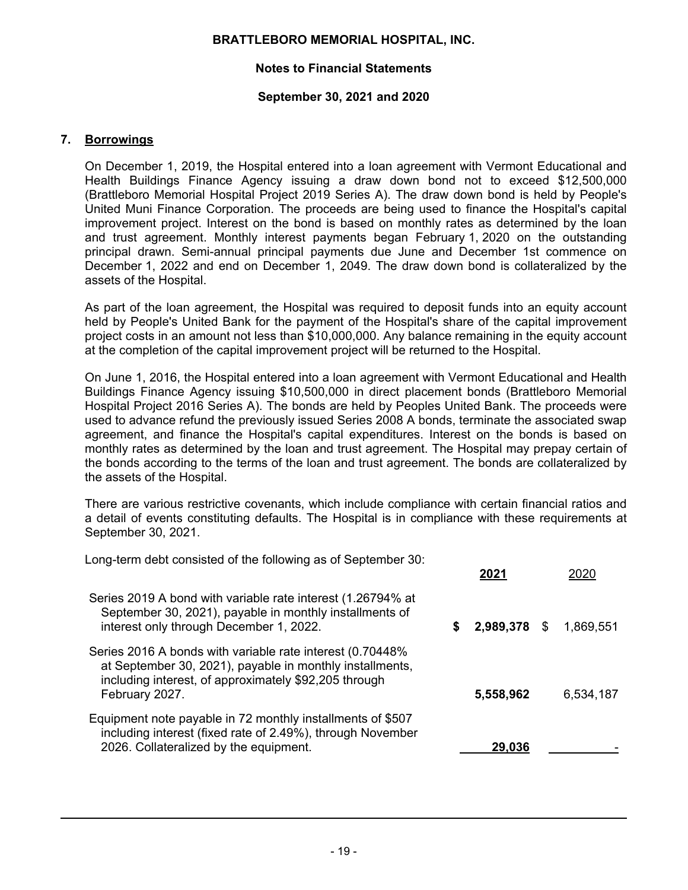## 7. Borrowings

On December 1, 2019, the Hospital entered into a loan agreement with Vermont Educational and Health Buildings Finance Agency issuing a draw down bond not to exceed $12,500,000 (Brattleboro Memorial Hospital Project 2019 Series A). The draw down bond is held by People's United Muni Finance Corporation. The proceeds are being used to finance the Hospital's capital improvement project. Interest on the bond is based on monthly rates as determined by the loan and trust agreement. Monthly interest payments began February 1, 2020 on the outstanding principal drawn. Semi-annual principal payments due June and December 1st commence on December 1, 2022 and end on December 1, 2049. The draw down bond is collateralized by the assets of the Hospital.

As part of the loan agreement, the Hospital was required to deposit funds into an equity account held by People's United Bank for the payment of the Hospital's share of the capital improvement project costs in an amount not less than $10,000,000. Any balance remaining in the equity account at the completion of the capital improvement project will be returned to the Hospital.

On June 1, 2016, the Hospital entered into a loan agreement with Vermont Educational and Health Buildings Finance Agency issuing $10,500,000 in direct placement bonds (Brattleboro Memorial Hospital Project 2016 Series A). The bonds are held by Peoples United Bank. The proceeds were used to advance refund the previously issued Series 2008 A bonds, terminate the associated swap agreement, and finance the Hospital's capital expenditures. Interest on the bonds is based on monthly rates as determined by the loan and trust agreement. The Hospital may prepay certain of the bonds according to the terms of the loan and trust agreement. The bonds are collateralized by the assets of the Hospital.

There are various restrictive covenants, which include compliance with certain financial ratios and a detail of events constituting defaults. The Hospital is in compliance with these requirements at September 30, 2021.

Long-term debt consisted of the following as of September 30:

| | **2021** | 2020 |
|---|---|---|
| Series 2019 A bond with variable rate interest (1.26794% at September 30, 2021), payable in monthly installments of interest only through December 1, 2022. | **$ 2,989,378** | $ 1,869,551 |
| Series 2016 A bonds with variable rate interest (0.70448% at September 30, 2021), payable in monthly installments, including interest, of approximately $92,205 through February 2027. | **5,558,962** | 6,534,187 |
| Equipment note payable in 72 monthly installments of $507 including interest (fixed rate of 2.49%), through November 2026. Collateralized by the equipment. | **29,036** | - |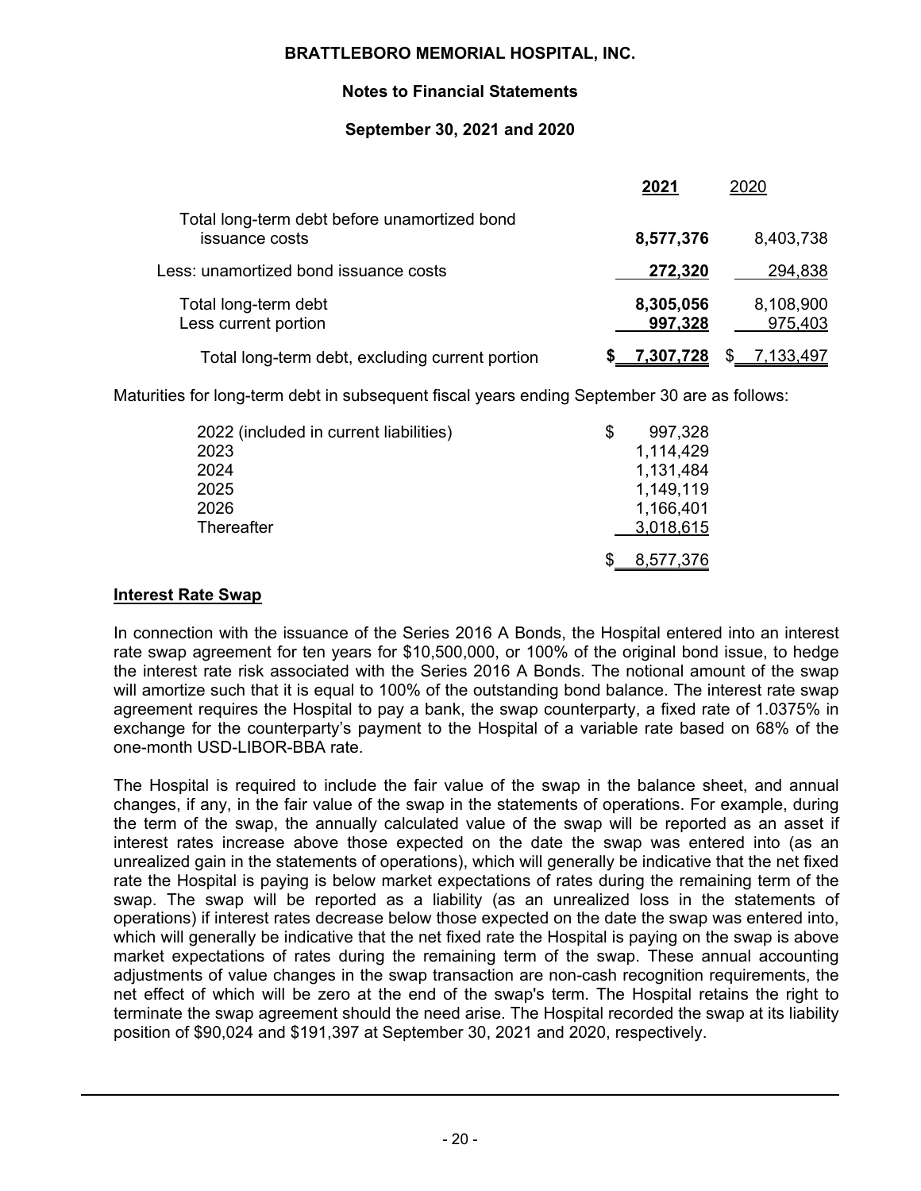| | 2021 | 2020 |
|---|---|---|
| Total long-term debt before unamortized bond issuance costs | **8,577,376** | 8,403,738 |
| Less: unamortized bond issuance costs | **272,320** | 294,838 |
| Total long-term debt | **8,305,056** | 8,108,900 |
| Less current portion | **997,328** | 975,403 |
| Total long-term debt, excluding current portion | **$ 7,307,728** | $ 7,133,497 |

Maturities for long-term debt in subsequent fiscal years ending September 30 are as follows:

| | |
|---|---|
| 2022 (included in current liabilities) | $ 997,328 |
| 2023 | 1,114,429 |
| 2024 | 1,131,484 |
| 2025 | 1,149,119 |
| 2026 | 1,166,401 |
| Thereafter | 3,018,615 |
| | $ 8,577,376 |

**Interest Rate Swap**

In connection with the issuance of the Series 2016 A Bonds, the Hospital entered into an interest rate swap agreement for ten years for $10,500,000, or 100% of the original bond issue, to hedge the interest rate risk associated with the Series 2016 A Bonds. The notional amount of the swap will amortize such that it is equal to 100% of the outstanding bond balance. The interest rate swap agreement requires the Hospital to pay a bank, the swap counterparty, a fixed rate of 1.0375% in exchange for the counterparty's payment to the Hospital of a variable rate based on 68% of the one-month USD-LIBOR-BBA rate.

The Hospital is required to include the fair value of the swap in the balance sheet, and annual changes, if any, in the fair value of the swap in the statements of operations. For example, during the term of the swap, the annually calculated value of the swap will be reported as an asset if interest rates increase above those expected on the date the swap was entered into (as an unrealized gain in the statements of operations), which will generally be indicative that the net fixed rate the Hospital is paying is below market expectations of rates during the remaining term of the swap. The swap will be reported as a liability (as an unrealized loss in the statements of operations) if interest rates decrease below those expected on the date the swap was entered into, which will generally be indicative that the net fixed rate the Hospital is paying on the swap is above market expectations of rates during the remaining term of the swap. These annual accounting adjustments of value changes in the swap transaction are non-cash recognition requirements, the net effect of which will be zero at the end of the swap's term. The Hospital retains the right to terminate the swap agreement should the need arise. The Hospital recorded the swap at its liability position of $90,024 and $191,397 at September 30, 2021 and 2020, respectively.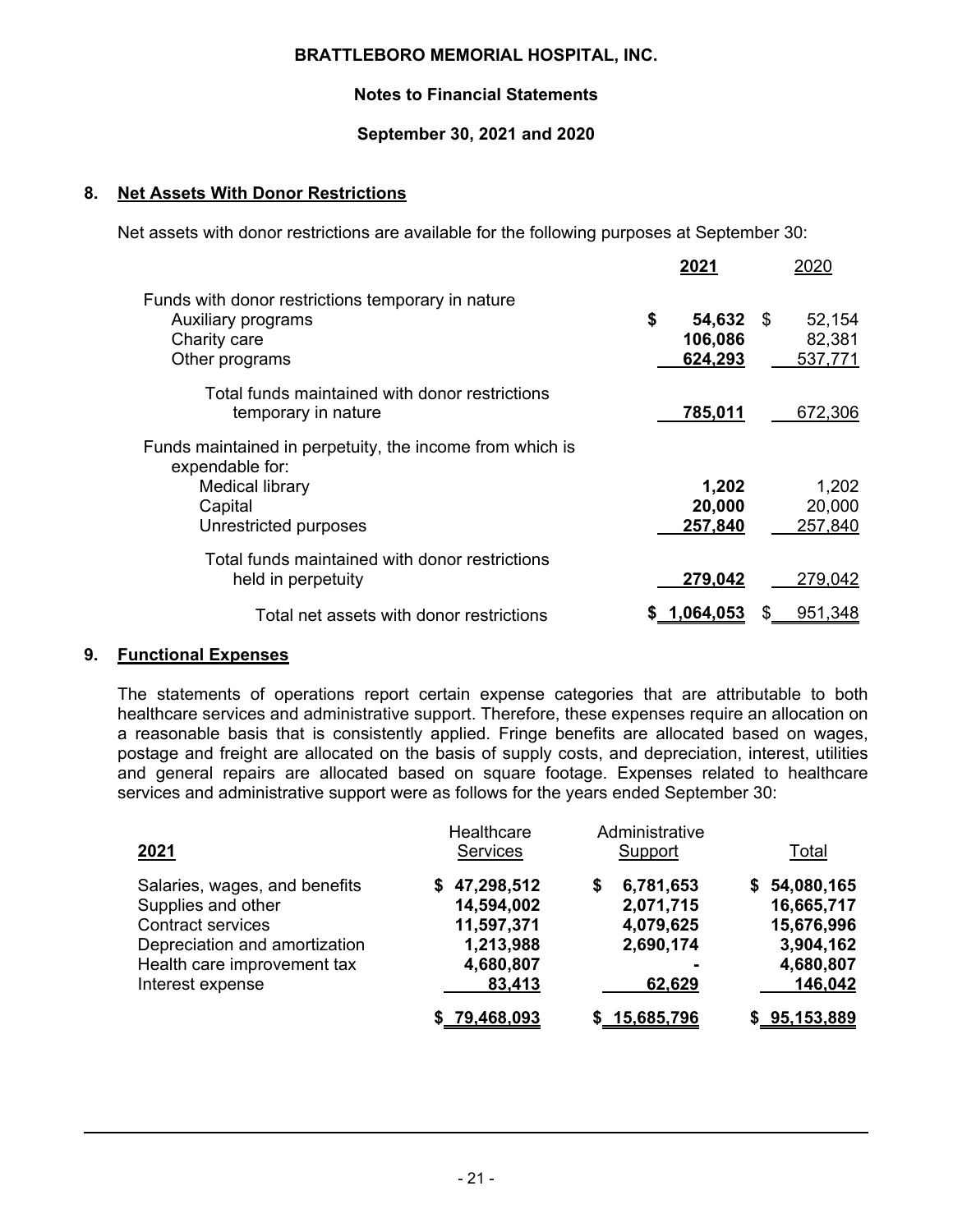## 8. Net Assets With Donor Restrictions

Net assets with donor restrictions are available for the following purposes at September 30:

| | 2021 | 2020 |
|---|---|---|
| Funds with donor restrictions temporary in nature | | |
| Auxiliary programs | $ 54,632 | $ 52,154 |
| Charity care | 106,086 | 82,381 |
| Other programs | 624,293 | 537,771 |
| Total funds maintained with donor restrictions temporary in nature | 785,011 | 672,306 |
| Funds maintained in perpetuity, the income from which is expendable for: | | |
| Medical library | 1,202 | 1,202 |
| Capital | 20,000 | 20,000 |
| Unrestricted purposes | 257,840 | 257,840 |
| Total funds maintained with donor restrictions held in perpetuity | 279,042 | 279,042 |
| Total net assets with donor restrictions | $ 1,064,053 | $ 951,348 |

## 9. Functional Expenses

The statements of operations report certain expense categories that are attributable to both healthcare services and administrative support. Therefore, these expenses require an allocation on a reasonable basis that is consistently applied. Fringe benefits are allocated based on wages, postage and freight are allocated on the basis of supply costs, and depreciation, interest, utilities and general repairs are allocated based on square footage. Expenses related to healthcare services and administrative support were as follows for the years ended September 30:

| 2021 | Healthcare Services | Administrative Support | Total |
|---|---|---|---|
| Salaries, wages, and benefits | $ 47,298,512 | $ 6,781,653 | $ 54,080,165 |
| Supplies and other | 14,594,002 | 2,071,715 | 16,665,717 |
| Contract services | 11,597,371 | 4,079,625 | 15,676,996 |
| Depreciation and amortization | 1,213,988 | 2,690,174 | 3,904,162 |
| Health care improvement tax | 4,680,807 | - | 4,680,807 |
| Interest expense | 83,413 | 62,629 | 146,042 |
| | $ 79,468,093 | $ 15,685,796 | $ 95,153,889 |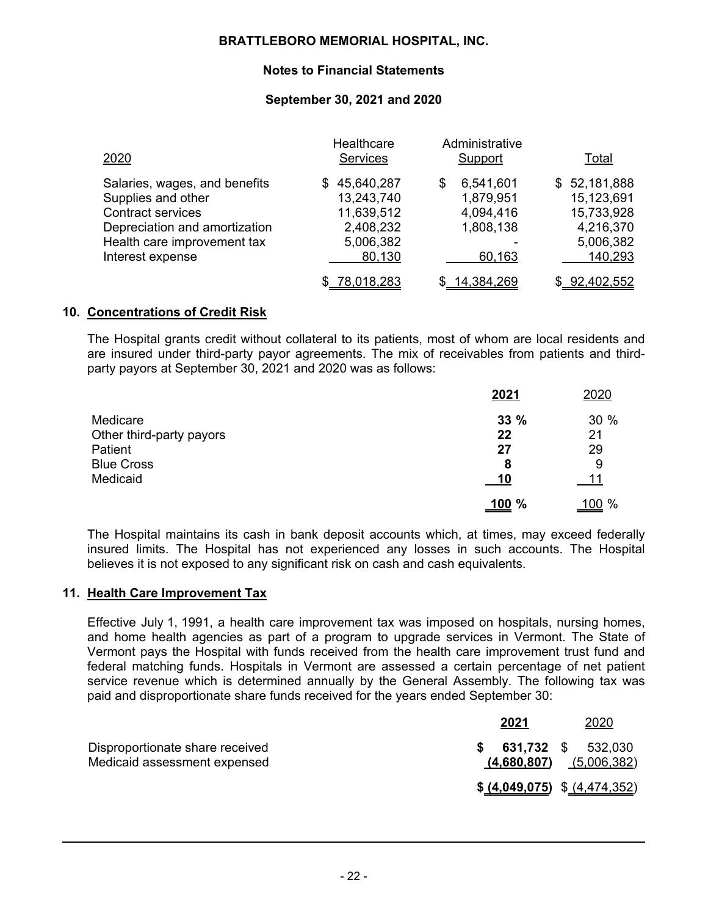| 2020 | Healthcare Services | Administrative Support | Total |
|---|---|---|---|
| Salaries, wages, and benefits | $ 45,640,287 | $ 6,541,601 | $ 52,181,888 |
| Supplies and other | 13,243,740 | 1,879,951 | 15,123,691 |
| Contract services | 11,639,512 | 4,094,416 | 15,733,928 |
| Depreciation and amortization | 2,408,232 | 1,808,138 | 4,216,370 |
| Health care improvement tax | 5,006,382 | - | 5,006,382 |
| Interest expense | 80,130 | 60,163 | 140,293 |
| | $ 78,018,283 | $ 14,384,269 | $ 92,402,552 |

## 10. Concentrations of Credit Risk

The Hospital grants credit without collateral to its patients, most of whom are local residents and are insured under third-party payor agreements. The mix of receivables from patients and third-party payors at September 30, 2021 and 2020 was as follows:

| | **2021** | 2020 |
|---|---|---|
| Medicare | **33 %** | 30 % |
| Other third-party payors | **22** | 21 |
| Patient | **27** | 29 |
| Blue Cross | **8** | 9 |
| Medicaid | **10** | 11 |
| | **100 %** | 100 % |

The Hospital maintains its cash in bank deposit accounts which, at times, may exceed federally insured limits. The Hospital has not experienced any losses in such accounts. The Hospital believes it is not exposed to any significant risk on cash and cash equivalents.

## 11. Health Care Improvement Tax

Effective July 1, 1991, a health care improvement tax was imposed on hospitals, nursing homes, and home health agencies as part of a program to upgrade services in Vermont. The State of Vermont pays the Hospital with funds received from the health care improvement trust fund and federal matching funds. Hospitals in Vermont are assessed a certain percentage of net patient service revenue which is determined annually by the General Assembly. The following tax was paid and disproportionate share funds received for the years ended September 30:

| | **2021** | 2020 |
|---|---|---|
| Disproportionate share received | **$ 631,732** | $ 532,030 |
| Medicaid assessment expensed | **(4,680,807)** | (5,006,382) |
| | **$ (4,049,075)** | $ (4,474,352) |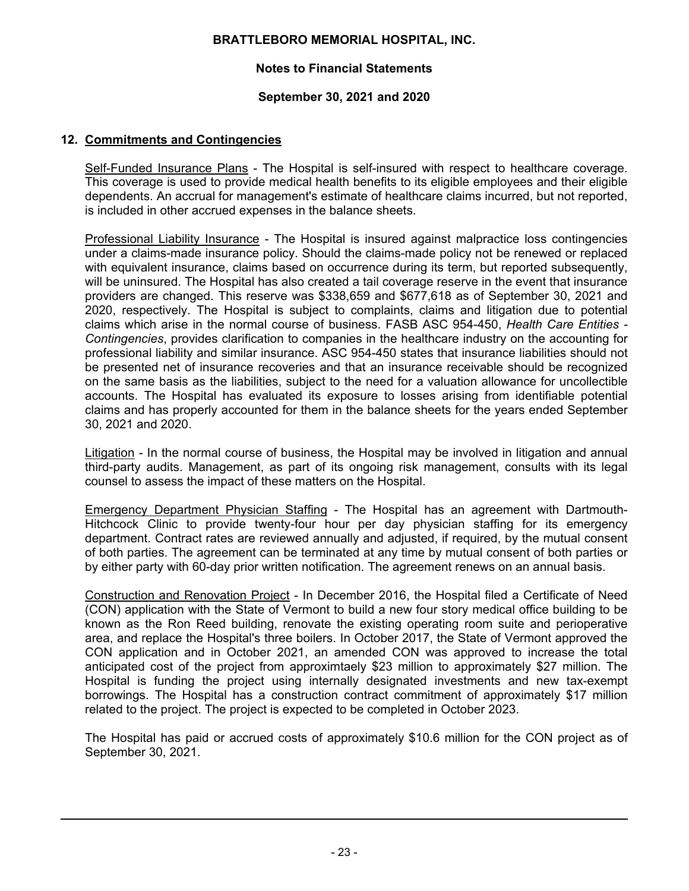## 12. Commitments and Contingencies

Self-Funded Insurance Plans - The Hospital is self-insured with respect to healthcare coverage. This coverage is used to provide medical health benefits to its eligible employees and their eligible dependents. An accrual for management's estimate of healthcare claims incurred, but not reported, is included in other accrued expenses in the balance sheets.

Professional Liability Insurance - The Hospital is insured against malpractice loss contingencies under a claims-made insurance policy. Should the claims-made policy not be renewed or replaced with equivalent insurance, claims based on occurrence during its term, but reported subsequently, will be uninsured. The Hospital has also created a tail coverage reserve in the event that insurance providers are changed. This reserve was $338,659 and $677,618 as of September 30, 2021 and 2020, respectively. The Hospital is subject to complaints, claims and litigation due to potential claims which arise in the normal course of business. FASB ASC 954-450, *Health Care Entities - Contingencies*, provides clarification to companies in the healthcare industry on the accounting for professional liability and similar insurance. ASC 954-450 states that insurance liabilities should not be presented net of insurance recoveries and that an insurance receivable should be recognized on the same basis as the liabilities, subject to the need for a valuation allowance for uncollectible accounts. The Hospital has evaluated its exposure to losses arising from identifiable potential claims and has properly accounted for them in the balance sheets for the years ended September 30, 2021 and 2020.

Litigation - In the normal course of business, the Hospital may be involved in litigation and annual third-party audits. Management, as part of its ongoing risk management, consults with its legal counsel to assess the impact of these matters on the Hospital.

Emergency Department Physician Staffing - The Hospital has an agreement with Dartmouth-Hitchcock Clinic to provide twenty-four hour per day physician staffing for its emergency department. Contract rates are reviewed annually and adjusted, if required, by the mutual consent of both parties. The agreement can be terminated at any time by mutual consent of both parties or by either party with 60-day prior written notification. The agreement renews on an annual basis.

Construction and Renovation Project - In December 2016, the Hospital filed a Certificate of Need (CON) application with the State of Vermont to build a new four story medical office building to be known as the Ron Reed building, renovate the existing operating room suite and perioperative area, and replace the Hospital's three boilers. In October 2017, the State of Vermont approved the CON application and in October 2021, an amended CON was approved to increase the total anticipated cost of the project from approximtaely $23 million to approximately $27 million. The Hospital is funding the project using internally designated investments and new tax-exempt borrowings. The Hospital has a construction contract commitment of approximately $17 million related to the project. The project is expected to be completed in October 2023.

The Hospital has paid or accrued costs of approximately $10.6 million for the CON project as of September 30, 2021.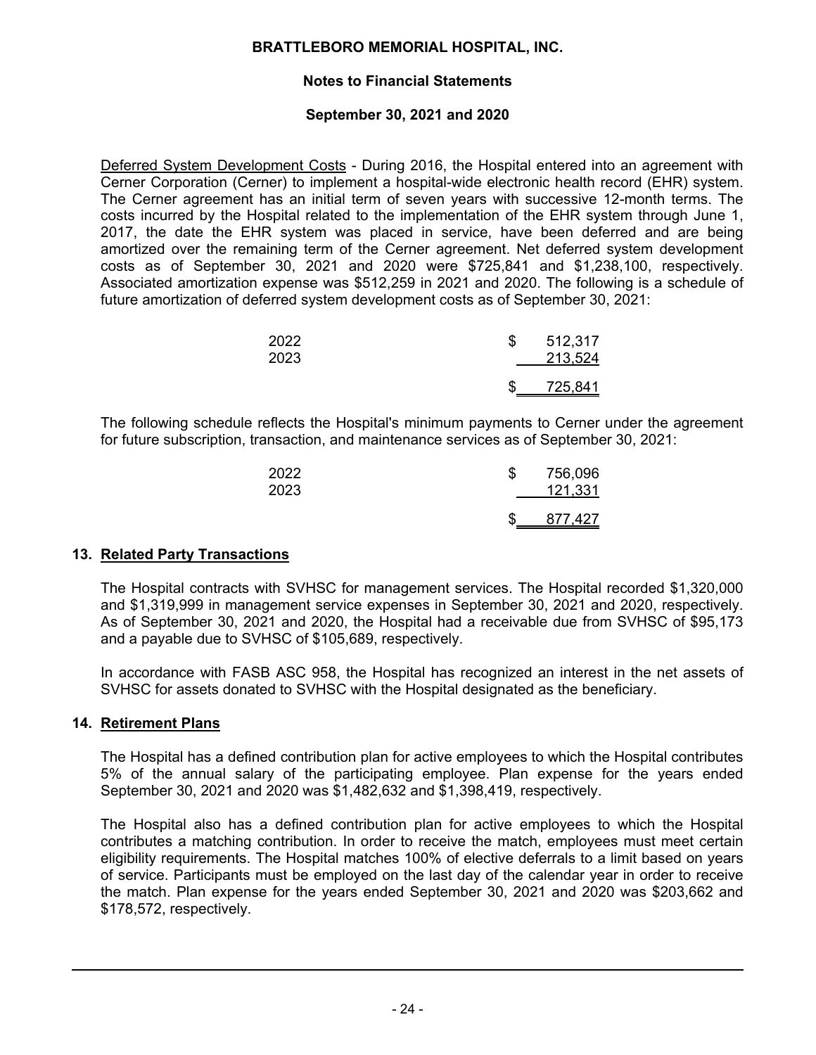Deferred System Development Costs - During 2016, the Hospital entered into an agreement with Cerner Corporation (Cerner) to implement a hospital-wide electronic health record (EHR) system. The Cerner agreement has an initial term of seven years with successive 12-month terms. The costs incurred by the Hospital related to the implementation of the EHR system through June 1, 2017, the date the EHR system was placed in service, have been deferred and are being amortized over the remaining term of the Cerner agreement. Net deferred system development costs as of September 30, 2021 and 2020 were $725,841 and $1,238,100, respectively. Associated amortization expense was $512,259 in 2021 and 2020. The following is a schedule of future amortization of deferred system development costs as of September 30, 2021:

| | |
|---|---|
| 2022 | $ 512,317 |
| 2023 | 213,524 |
| | $ 725,841 |

The following schedule reflects the Hospital's minimum payments to Cerner under the agreement for future subscription, transaction, and maintenance services as of September 30, 2021:

| | |
|---|---|
| 2022 | $ 756,096 |
| 2023 | 121,331 |
| | $ 877,427 |

## 13. Related Party Transactions

The Hospital contracts with SVHSC for management services. The Hospital recorded $1,320,000 and $1,319,999 in management service expenses in September 30, 2021 and 2020, respectively. As of September 30, 2021 and 2020, the Hospital had a receivable due from SVHSC of $95,173 and a payable due to SVHSC of $105,689, respectively.

In accordance with FASB ASC 958, the Hospital has recognized an interest in the net assets of SVHSC for assets donated to SVHSC with the Hospital designated as the beneficiary.

## 14. Retirement Plans

The Hospital has a defined contribution plan for active employees to which the Hospital contributes 5% of the annual salary of the participating employee. Plan expense for the years ended September 30, 2021 and 2020 was $1,482,632 and $1,398,419, respectively.

The Hospital also has a defined contribution plan for active employees to which the Hospital contributes a matching contribution. In order to receive the match, employees must meet certain eligibility requirements. The Hospital matches 100% of elective deferrals to a limit based on years of service. Participants must be employed on the last day of the calendar year in order to receive the match. Plan expense for the years ended September 30, 2021 and 2020 was $203,662 and $178,572, respectively.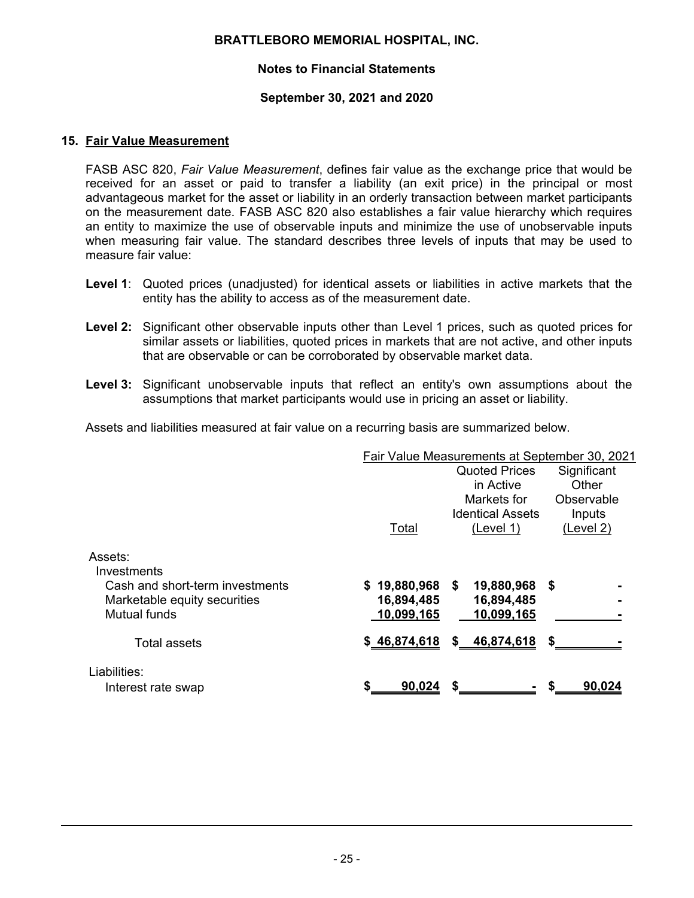## 15. Fair Value Measurement

FASB ASC 820, *Fair Value Measurement*, defines fair value as the exchange price that would be received for an asset or paid to transfer a liability (an exit price) in the principal or most advantageous market for the asset or liability in an orderly transaction between market participants on the measurement date. FASB ASC 820 also establishes a fair value hierarchy which requires an entity to maximize the use of observable inputs and minimize the use of unobservable inputs when measuring fair value. The standard describes three levels of inputs that may be used to measure fair value:

**Level 1**: Quoted prices (unadjusted) for identical assets or liabilities in active markets that the entity has the ability to access as of the measurement date.

**Level 2:** Significant other observable inputs other than Level 1 prices, such as quoted prices for similar assets or liabilities, quoted prices in markets that are not active, and other inputs that are observable or can be corroborated by observable market data.

**Level 3:** Significant unobservable inputs that reflect an entity's own assumptions about the assumptions that market participants would use in pricing an asset or liability.

Assets and liabilities measured at fair value on a recurring basis are summarized below.

| | Fair Value Measurements at September 30, 2021 | | |
|---|---|---|---|
| | Total | Quoted Prices in Active Markets for Identical Assets (Level 1) | Significant Other Observable Inputs (Level 2) |
| Assets: | | | |
| Investments | | | |
| Cash and short-term investments | $ 19,880,968 | $ 19,880,968 | $ - |
| Marketable equity securities | 16,894,485 | 16,894,485 | - |
| Mutual funds | 10,099,165 | 10,099,165 | - |
| Total assets | $ 46,874,618 | $ 46,874,618 | $ - |
| Liabilities: | | | |
| Interest rate swap | $ 90,024 | $ - | $ 90,024 |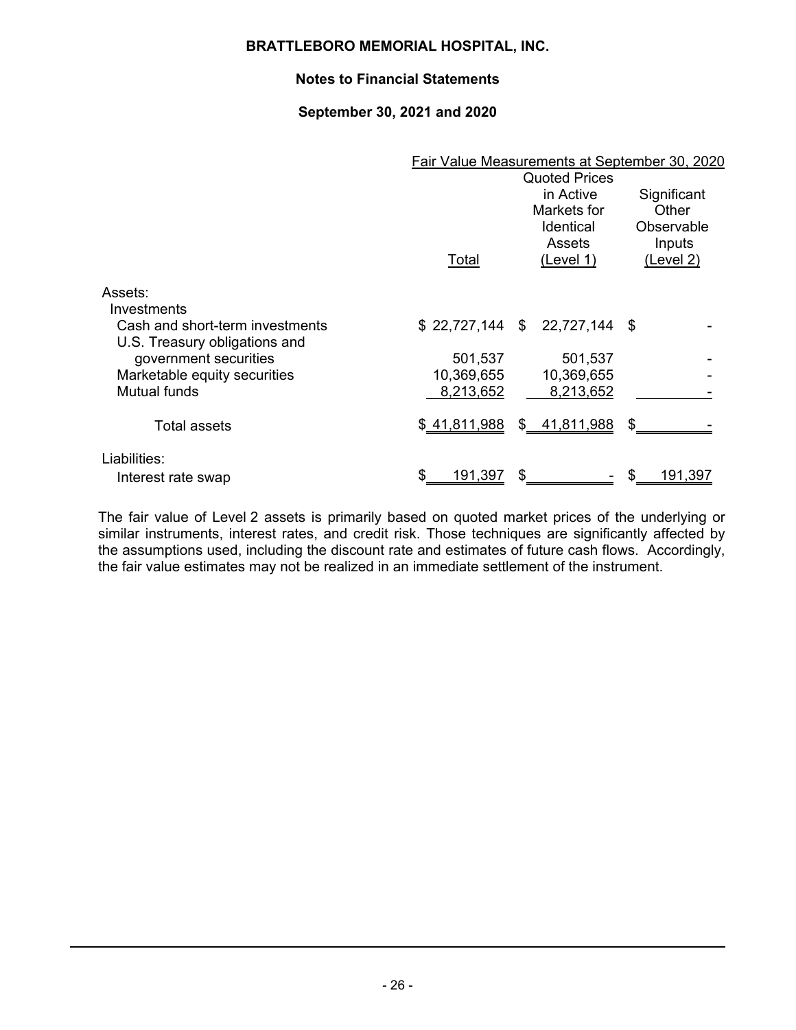| | Fair Value Measurements at September 30, 2020 | | |
|---|---|---|---|
| | Total | Quoted Prices in Active Markets for Identical Assets (Level 1) | Significant Other Observable Inputs (Level 2) |
| Assets: | | | |
| Investments | | | |
| Cash and short-term investments | $ 22,727,144 | $ 22,727,144 | $ - |
| U.S. Treasury obligations and government securities | 501,537 | 501,537 | - |
| Marketable equity securities | 10,369,655 | 10,369,655 | - |
| Mutual funds | 8,213,652 | 8,213,652 | - |
| Total assets | $ 41,811,988 | $ 41,811,988 | $ - |
| Liabilities: | | | |
| Interest rate swap | $ 191,397 | $ - | $ 191,397 |

The fair value of Level 2 assets is primarily based on quoted market prices of the underlying or similar instruments, interest rates, and credit risk. Those techniques are significantly affected by the assumptions used, including the discount rate and estimates of future cash flows. Accordingly, the fair value estimates may not be realized in an immediate settlement of the instrument.